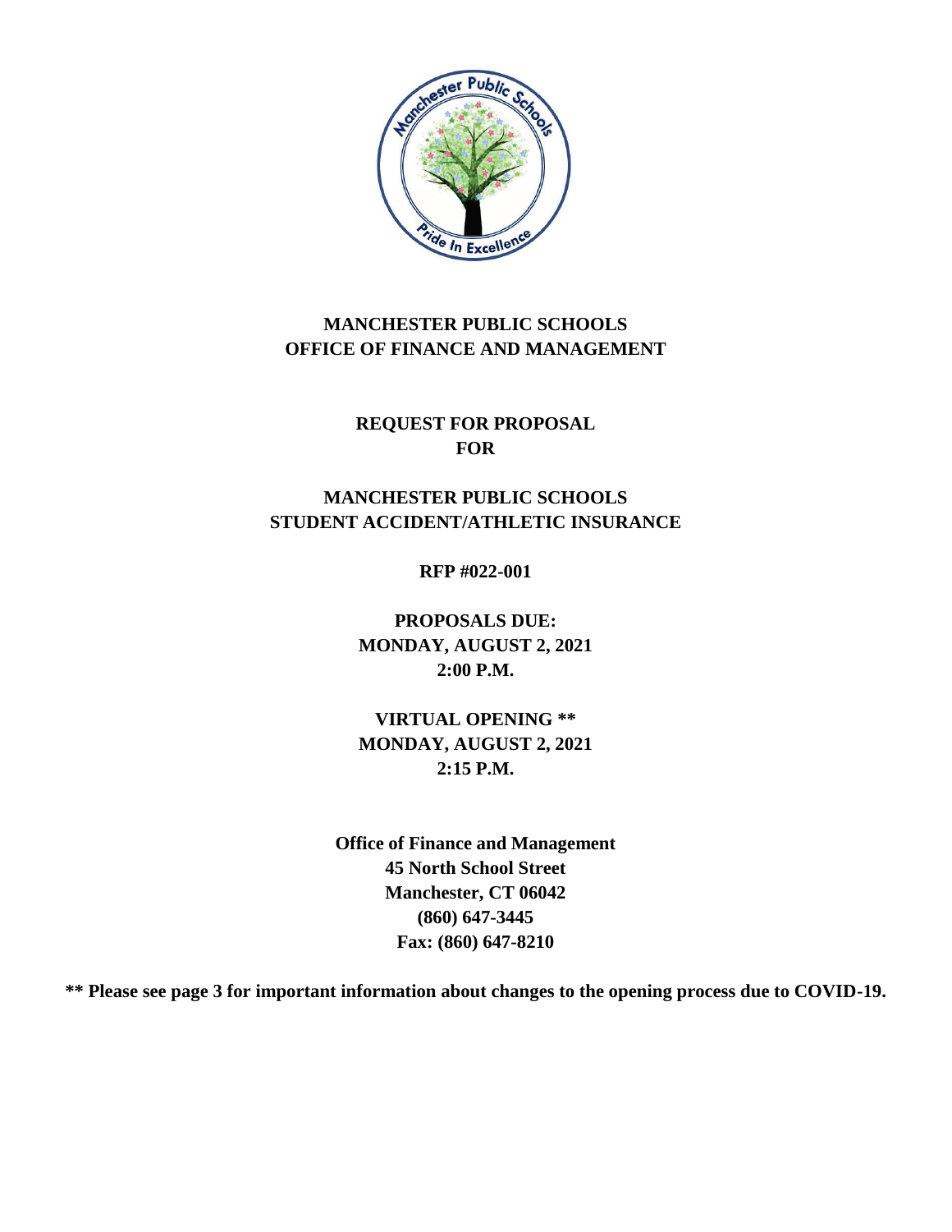# MANCHESTER PUBLIC SCHOOLS
## OFFICE OF FINANCE AND MANAGEMENT

## REQUEST FOR PROPOSAL
## FOR

## MANCHESTER PUBLIC SCHOOLS
## STUDENT ACCIDENT/ATHLETIC INSURANCE

**RFP #022-001**

**PROPOSALS DUE:**
**MONDAY, AUGUST 2, 2021**
**2:00 P.M.**

**VIRTUAL OPENING \*\***
**MONDAY, AUGUST 2, 2021**
**2:15 P.M.**

**Office of Finance and Management**
**45 North School Street**
**Manchester, CT 06042**
**(860) 647-3445**
**Fax: (860) 647-8210**

**\*\* Please see page 3 for important information about changes to the opening process due to COVID-19.**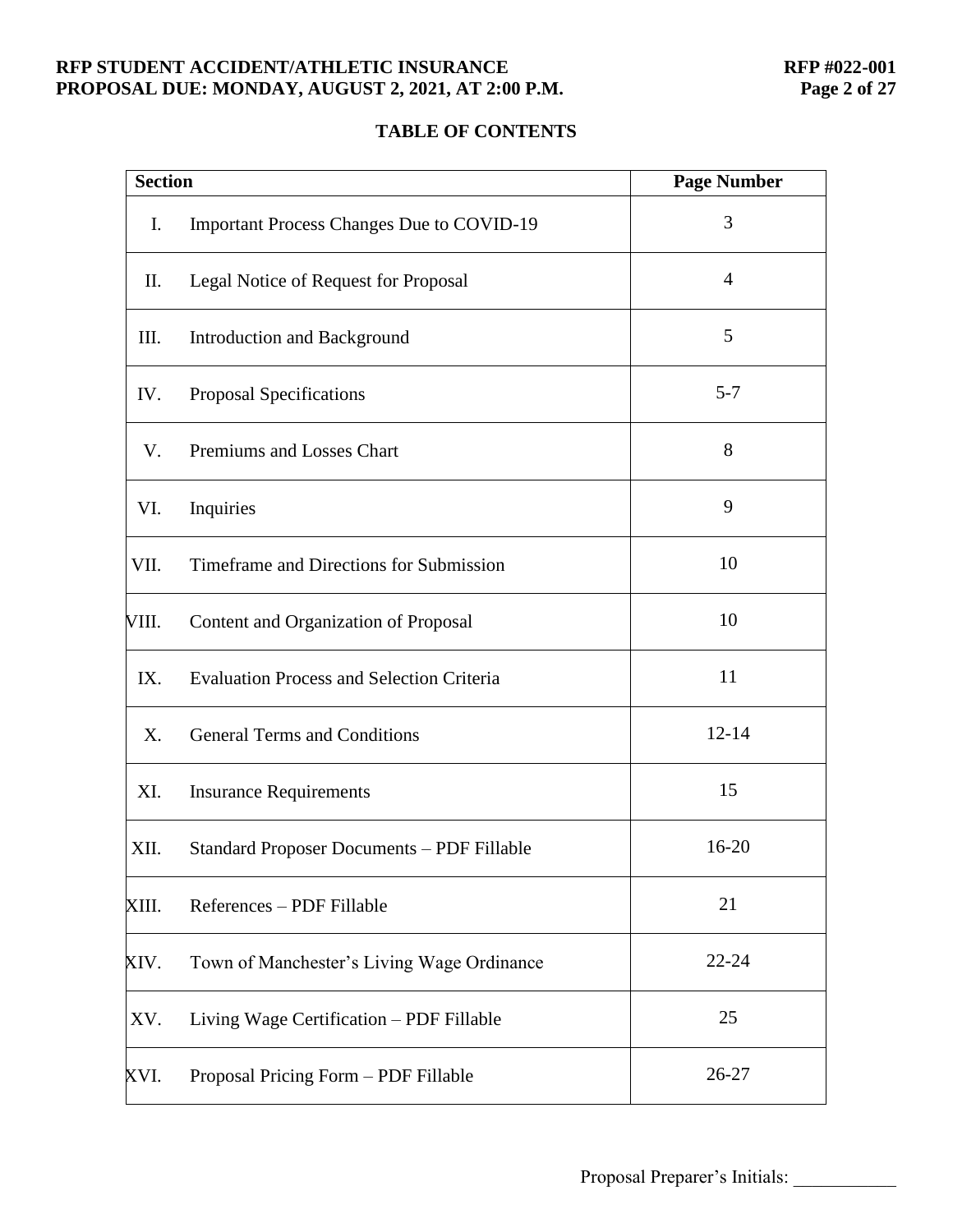## TABLE OF CONTENTS

| Section | | Page Number |
|---|---|---|
| I. | Important Process Changes Due to COVID-19 | 3 |
| II. | Legal Notice of Request for Proposal | 4 |
| III. | Introduction and Background | 5 |
| IV. | Proposal Specifications | 5-7 |
| V. | Premiums and Losses Chart | 8 |
| VI. | Inquiries | 9 |
| VII. | Timeframe and Directions for Submission | 10 |
| VIII. | Content and Organization of Proposal | 10 |
| IX. | Evaluation Process and Selection Criteria | 11 |
| X. | General Terms and Conditions | 12-14 |
| XI. | Insurance Requirements | 15 |
| XII. | Standard Proposer Documents – PDF Fillable | 16-20 |
| XIII. | References – PDF Fillable | 21 |
| XIV. | Town of Manchester's Living Wage Ordinance | 22-24 |
| XV. | Living Wage Certification – PDF Fillable | 25 |
| XVI. | Proposal Pricing Form – PDF Fillable | 26-27 |

Proposal Preparer's Initials: ___________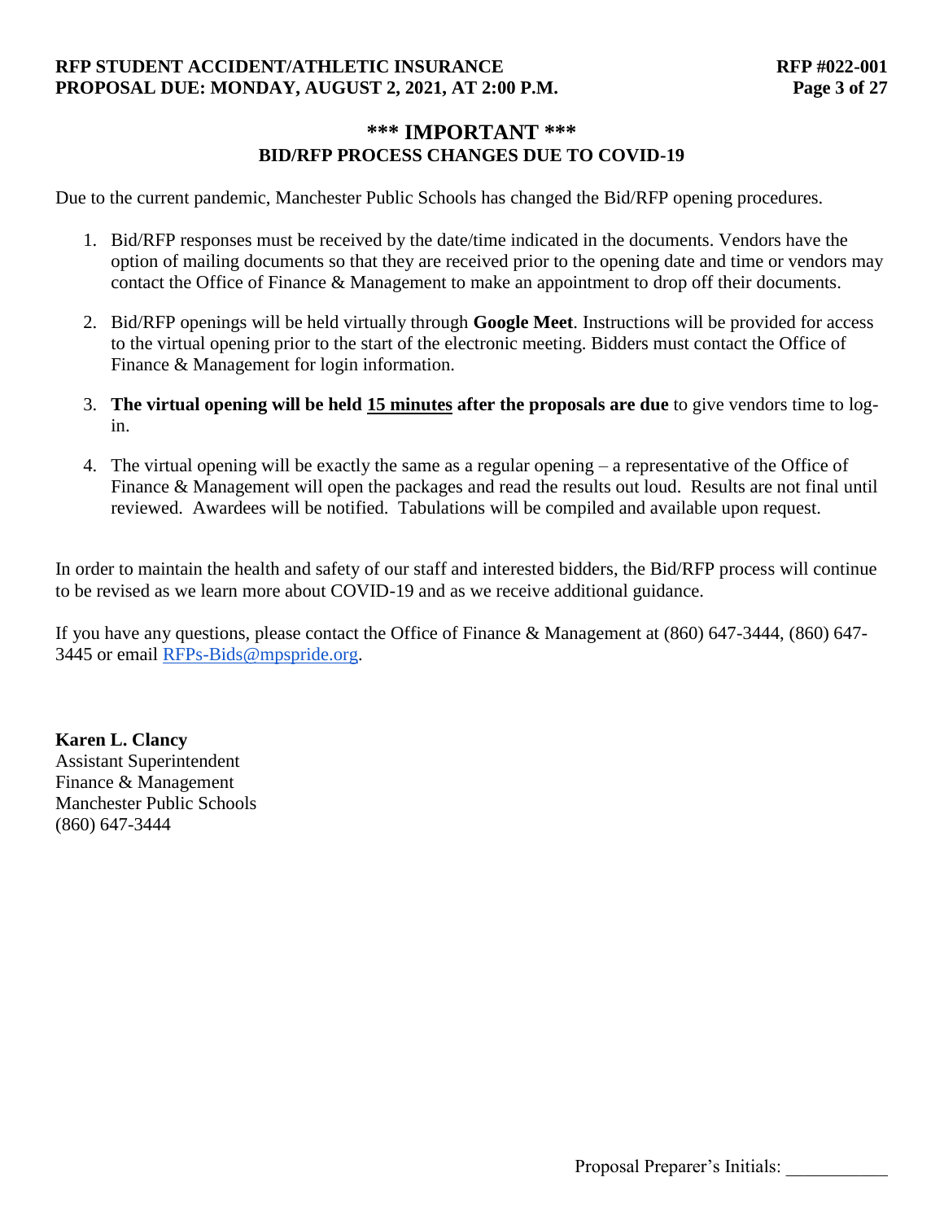# *** IMPORTANT ***

## BID/RFP PROCESS CHANGES DUE TO COVID-19

Due to the current pandemic, Manchester Public Schools has changed the Bid/RFP opening procedures.

1. Bid/RFP responses must be received by the date/time indicated in the documents. Vendors have the option of mailing documents so that they are received prior to the opening date and time or vendors may contact the Office of Finance & Management to make an appointment to drop off their documents.

2. Bid/RFP openings will be held virtually through **Google Meet**. Instructions will be provided for access to the virtual opening prior to the start of the electronic meeting. Bidders must contact the Office of Finance & Management for login information.

3. **The virtual opening will be held 15 minutes after the proposals are due** to give vendors time to log-in.

4. The virtual opening will be exactly the same as a regular opening – a representative of the Office of Finance & Management will open the packages and read the results out loud. Results are not final until reviewed. Awardees will be notified. Tabulations will be compiled and available upon request.

In order to maintain the health and safety of our staff and interested bidders, the Bid/RFP process will continue to be revised as we learn more about COVID-19 and as we receive additional guidance.

If you have any questions, please contact the Office of Finance & Management at (860) 647-3444, (860) 647-3445 or email RFPs-Bids@mpspride.org.

**Karen L. Clancy**
Assistant Superintendent
Finance & Management
Manchester Public Schools
(860) 647-3444

Proposal Preparer's Initials: ___________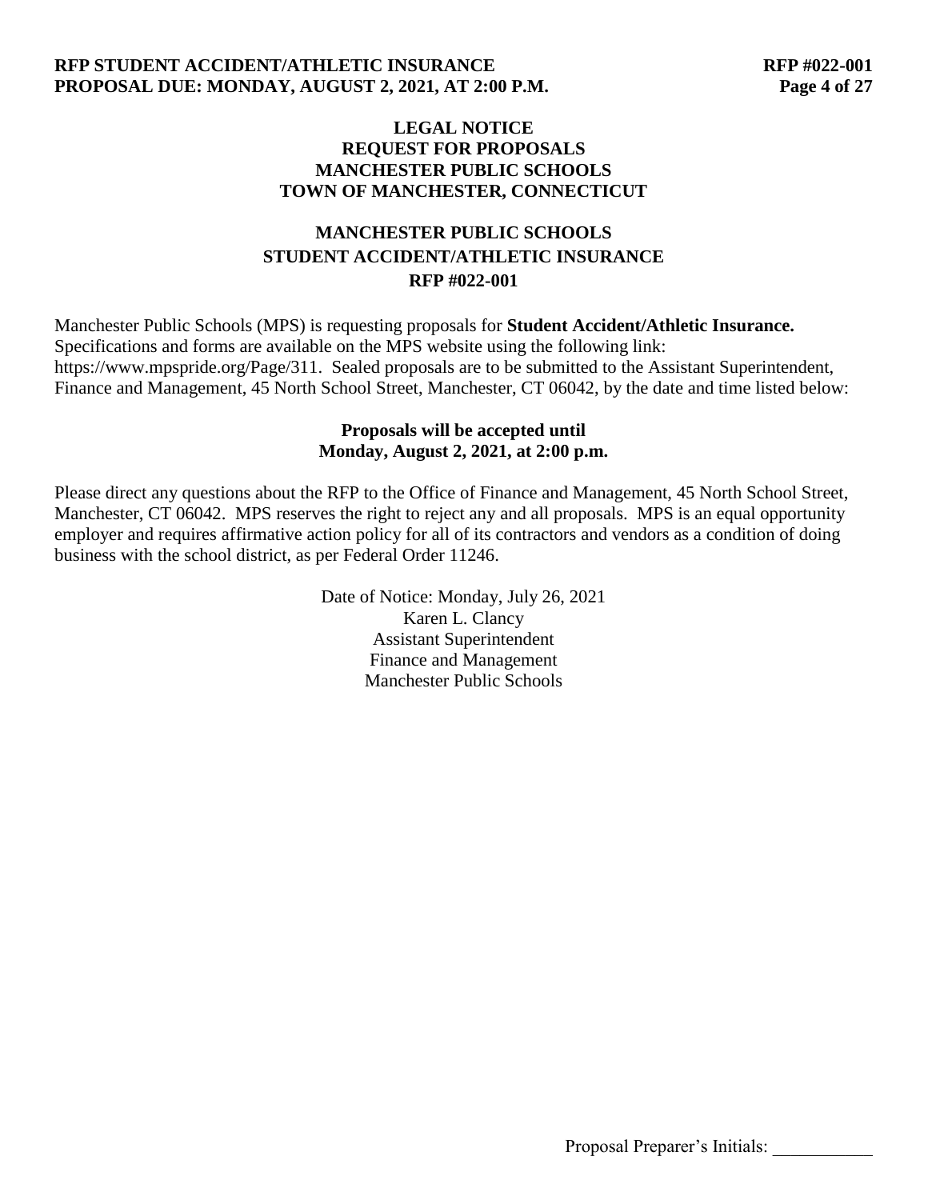# LEGAL NOTICE
# REQUEST FOR PROPOSALS
# MANCHESTER PUBLIC SCHOOLS
# TOWN OF MANCHESTER, CONNECTICUT

## MANCHESTER PUBLIC SCHOOLS
## STUDENT ACCIDENT/ATHLETIC INSURANCE
## RFP #022-001

Manchester Public Schools (MPS) is requesting proposals for **Student Accident/Athletic Insurance.** Specifications and forms are available on the MPS website using the following link: https://www.mpspride.org/Page/311. Sealed proposals are to be submitted to the Assistant Superintendent, Finance and Management, 45 North School Street, Manchester, CT 06042, by the date and time listed below:

**Proposals will be accepted until**
**Monday, August 2, 2021, at 2:00 p.m.**

Please direct any questions about the RFP to the Office of Finance and Management, 45 North School Street, Manchester, CT 06042. MPS reserves the right to reject any and all proposals. MPS is an equal opportunity employer and requires affirmative action policy for all of its contractors and vendors as a condition of doing business with the school district, as per Federal Order 11246.

Date of Notice: Monday, July 26, 2021
Karen L. Clancy
Assistant Superintendent
Finance and Management
Manchester Public Schools

Proposal Preparer's Initials: ___________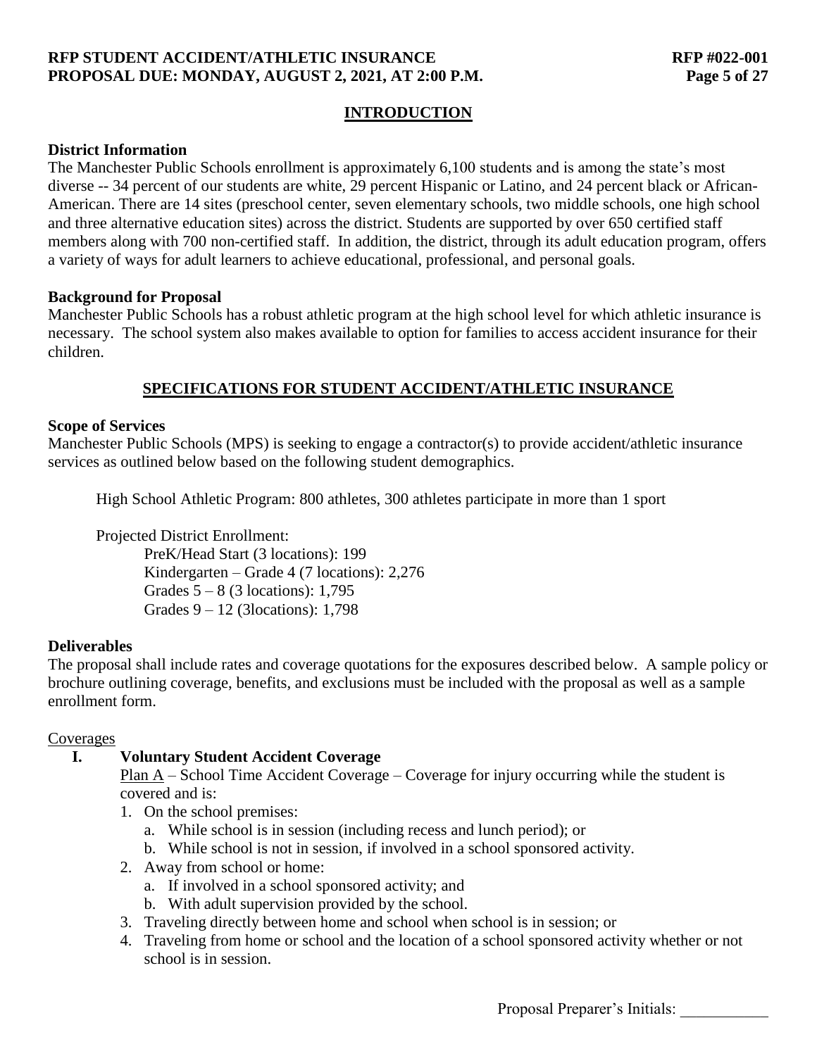## INTRODUCTION

**District Information**

The Manchester Public Schools enrollment is approximately 6,100 students and is among the state's most diverse -- 34 percent of our students are white, 29 percent Hispanic or Latino, and 24 percent black or African-American. There are 14 sites (preschool center, seven elementary schools, two middle schools, one high school and three alternative education sites) across the district. Students are supported by over 650 certified staff members along with 700 non-certified staff. In addition, the district, through its adult education program, offers a variety of ways for adult learners to achieve educational, professional, and personal goals.

**Background for Proposal**

Manchester Public Schools has a robust athletic program at the high school level for which athletic insurance is necessary. The school system also makes available to option for families to access accident insurance for their children.

## SPECIFICATIONS FOR STUDENT ACCIDENT/ATHLETIC INSURANCE

**Scope of Services**

Manchester Public Schools (MPS) is seeking to engage a contractor(s) to provide accident/athletic insurance services as outlined below based on the following student demographics.

High School Athletic Program: 800 athletes, 300 athletes participate in more than 1 sport

Projected District Enrollment:

PreK/Head Start (3 locations): 199
Kindergarten – Grade 4 (7 locations): 2,276
Grades 5 – 8 (3 locations): 1,795
Grades 9 – 12 (3locations): 1,798

**Deliverables**

The proposal shall include rates and coverage quotations for the exposures described below. A sample policy or brochure outlining coverage, benefits, and exclusions must be included with the proposal as well as a sample enrollment form.

Coverages

**I. Voluntary Student Accident Coverage**

Plan A – School Time Accident Coverage – Coverage for injury occurring while the student is covered and is:

1. On the school premises:
   a. While school is in session (including recess and lunch period); or
   b. While school is not in session, if involved in a school sponsored activity.
2. Away from school or home:
   a. If involved in a school sponsored activity; and
   b. With adult supervision provided by the school.
3. Traveling directly between home and school when school is in session; or
4. Traveling from home or school and the location of a school sponsored activity whether or not school is in session.

Proposal Preparer's Initials: ___________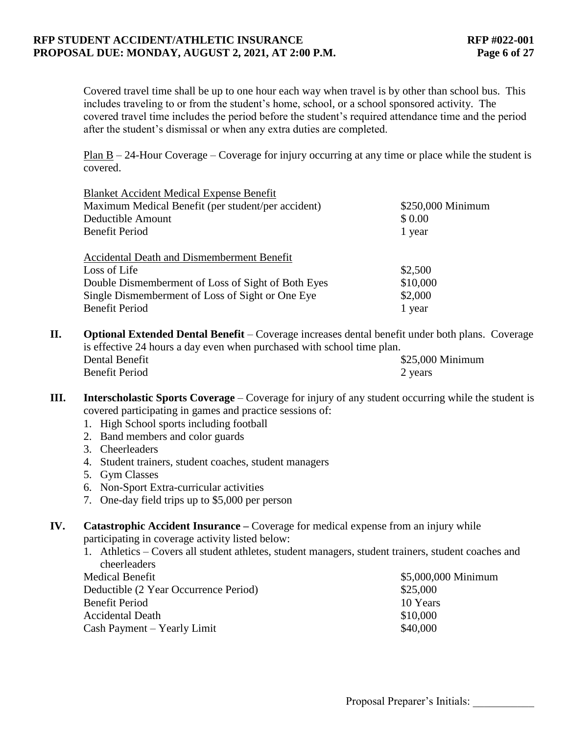Covered travel time shall be up to one hour each way when travel is by other than school bus. This includes traveling to or from the student's home, school, or a school sponsored activity. The covered travel time includes the period before the student's required attendance time and the period after the student's dismissal or when any extra duties are completed.

Plan B – 24-Hour Coverage – Coverage for injury occurring at any time or place while the student is covered.

| Blanket Accident Medical Expense Benefit | |
|---|---|
| Maximum Medical Benefit (per student/per accident) | $250,000 Minimum |
| Deductible Amount | $ 0.00 |
| Benefit Period | 1 year |

| Accidental Death and Dismemberment Benefit | |
|---|---|
| Loss of Life | $2,500 |
| Double Dismemberment of Loss of Sight of Both Eyes | $10,000 |
| Single Dismemberment of Loss of Sight or One Eye | $2,000 |
| Benefit Period | 1 year |

**II. Optional Extended Dental Benefit** – Coverage increases dental benefit under both plans. Coverage is effective 24 hours a day even when purchased with school time plan.

| | |
|---|---|
| Dental Benefit | $25,000 Minimum |
| Benefit Period | 2 years |

**III. Interscholastic Sports Coverage** – Coverage for injury of any student occurring while the student is covered participating in games and practice sessions of:

1. High School sports including football
2. Band members and color guards
3. Cheerleaders
4. Student trainers, student coaches, student managers
5. Gym Classes
6. Non-Sport Extra-curricular activities
7. One-day field trips up to $5,000 per person

**IV. Catastrophic Accident Insurance –** Coverage for medical expense from an injury while participating in coverage activity listed below:

1. Athletics – Covers all student athletes, student managers, student trainers, student coaches and cheerleaders

| | |
|---|---|
| Medical Benefit | $5,000,000 Minimum |
| Deductible (2 Year Occurrence Period) | $25,000 |
| Benefit Period | 10 Years |
| Accidental Death | $10,000 |
| Cash Payment – Yearly Limit | $40,000 |

Proposal Preparer's Initials: ___________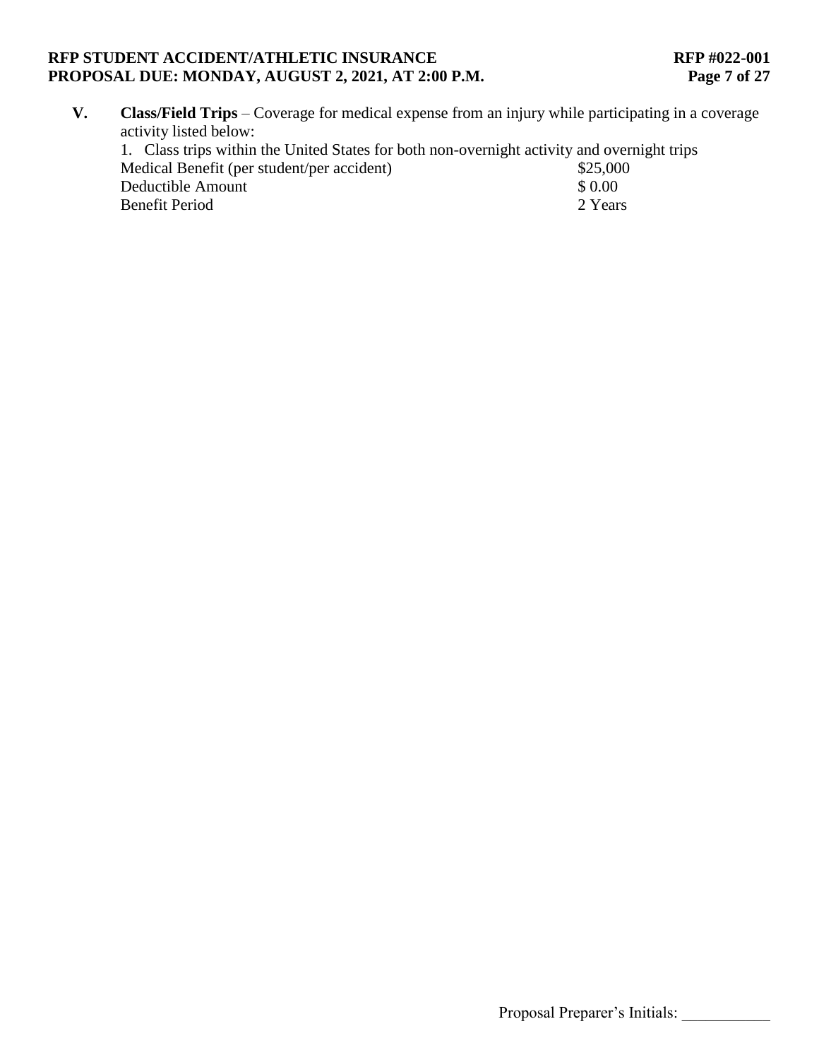**V.** **Class/Field Trips** – Coverage for medical expense from an injury while participating in a coverage activity listed below:

1. Class trips within the United States for both non-overnight activity and overnight trips

| | |
|---|---|
| Medical Benefit (per student/per accident) | $25,000 |
| Deductible Amount | $ 0.00 |
| Benefit Period | 2 Years |

Proposal Preparer's Initials: ___________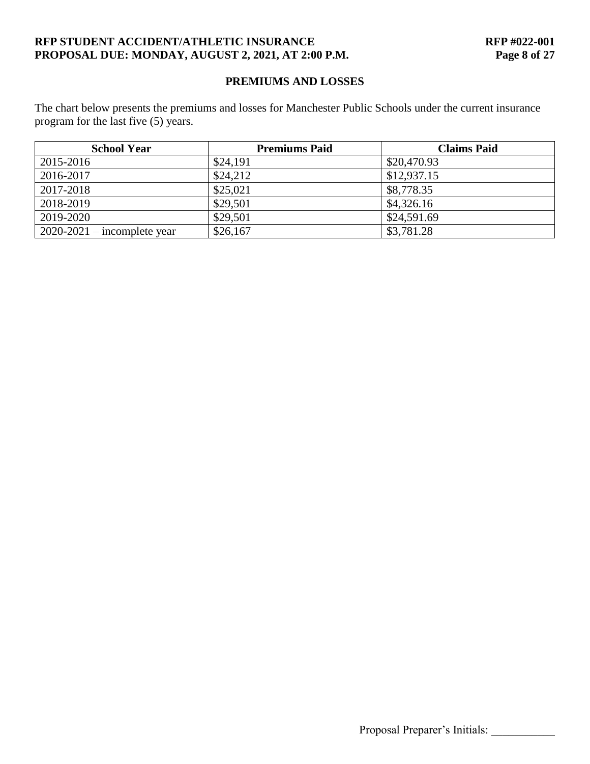## PREMIUMS AND LOSSES

The chart below presents the premiums and losses for Manchester Public Schools under the current insurance program for the last five (5) years.

| School Year | Premiums Paid | Claims Paid |
| --- | --- | --- |
| 2015-2016 | $24,191 | $20,470.93 |
| 2016-2017 | $24,212 | $12,937.15 |
| 2017-2018 | $25,021 | $8,778.35 |
| 2018-2019 | $29,501 | $4,326.16 |
| 2019-2020 | $29,501 | $24,591.69 |
| 2020-2021 – incomplete year | $26,167 | $3,781.28 |

Proposal Preparer's Initials: ___________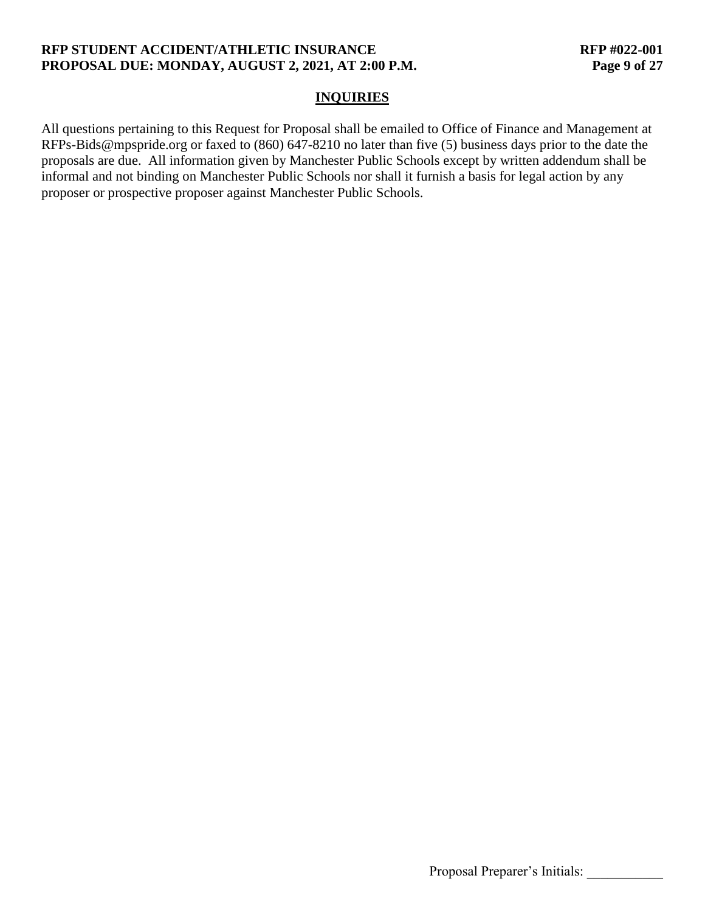## INQUIRIES

All questions pertaining to this Request for Proposal shall be emailed to Office of Finance and Management at RFPs-Bids@mpspride.org or faxed to (860) 647-8210 no later than five (5) business days prior to the date the proposals are due. All information given by Manchester Public Schools except by written addendum shall be informal and not binding on Manchester Public Schools nor shall it furnish a basis for legal action by any proposer or prospective proposer against Manchester Public Schools.

Proposal Preparer's Initials: ___________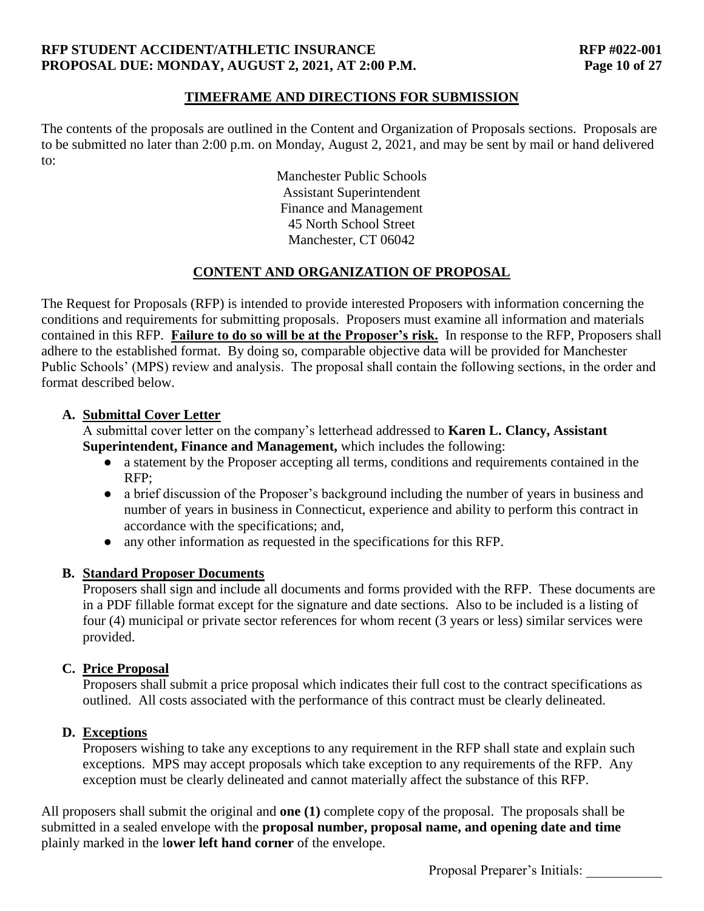## TIMEFRAME AND DIRECTIONS FOR SUBMISSION

The contents of the proposals are outlined in the Content and Organization of Proposals sections. Proposals are to be submitted no later than 2:00 p.m. on Monday, August 2, 2021, and may be sent by mail or hand delivered to:

Manchester Public Schools
Assistant Superintendent
Finance and Management
45 North School Street
Manchester, CT 06042

## CONTENT AND ORGANIZATION OF PROPOSAL

The Request for Proposals (RFP) is intended to provide interested Proposers with information concerning the conditions and requirements for submitting proposals. Proposers must examine all information and materials contained in this RFP. **Failure to do so will be at the Proposer's risk.** In response to the RFP, Proposers shall adhere to the established format. By doing so, comparable objective data will be provided for Manchester Public Schools' (MPS) review and analysis. The proposal shall contain the following sections, in the order and format described below.

### A. Submittal Cover Letter

A submittal cover letter on the company's letterhead addressed to **Karen L. Clancy, Assistant Superintendent, Finance and Management,** which includes the following:

- a statement by the Proposer accepting all terms, conditions and requirements contained in the RFP;
- a brief discussion of the Proposer's background including the number of years in business and number of years in business in Connecticut, experience and ability to perform this contract in accordance with the specifications; and,
- any other information as requested in the specifications for this RFP.

### B. Standard Proposer Documents

Proposers shall sign and include all documents and forms provided with the RFP. These documents are in a PDF fillable format except for the signature and date sections. Also to be included is a listing of four (4) municipal or private sector references for whom recent (3 years or less) similar services were provided.

### C. Price Proposal

Proposers shall submit a price proposal which indicates their full cost to the contract specifications as outlined. All costs associated with the performance of this contract must be clearly delineated.

### D. Exceptions

Proposers wishing to take any exceptions to any requirement in the RFP shall state and explain such exceptions. MPS may accept proposals which take exception to any requirements of the RFP. Any exception must be clearly delineated and cannot materially affect the substance of this RFP.

All proposers shall submit the original and **one (1)** complete copy of the proposal. The proposals shall be submitted in a sealed envelope with the **proposal number, proposal name, and opening date and time** plainly marked in the l**ower left hand corner** of the envelope.

Proposal Preparer's Initials: ___________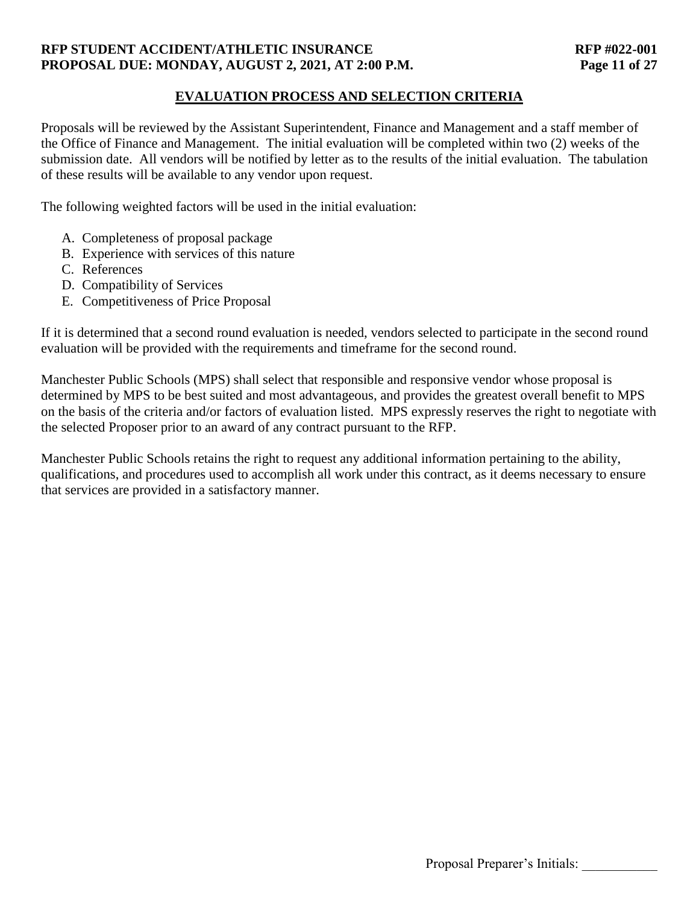## EVALUATION PROCESS AND SELECTION CRITERIA

Proposals will be reviewed by the Assistant Superintendent, Finance and Management and a staff member of the Office of Finance and Management. The initial evaluation will be completed within two (2) weeks of the submission date. All vendors will be notified by letter as to the results of the initial evaluation. The tabulation of these results will be available to any vendor upon request.

The following weighted factors will be used in the initial evaluation:

A. Completeness of proposal package
B. Experience with services of this nature
C. References
D. Compatibility of Services
E. Competitiveness of Price Proposal

If it is determined that a second round evaluation is needed, vendors selected to participate in the second round evaluation will be provided with the requirements and timeframe for the second round.

Manchester Public Schools (MPS) shall select that responsible and responsive vendor whose proposal is determined by MPS to be best suited and most advantageous, and provides the greatest overall benefit to MPS on the basis of the criteria and/or factors of evaluation listed. MPS expressly reserves the right to negotiate with the selected Proposer prior to an award of any contract pursuant to the RFP.

Manchester Public Schools retains the right to request any additional information pertaining to the ability, qualifications, and procedures used to accomplish all work under this contract, as it deems necessary to ensure that services are provided in a satisfactory manner.

Proposal Preparer's Initials: ___________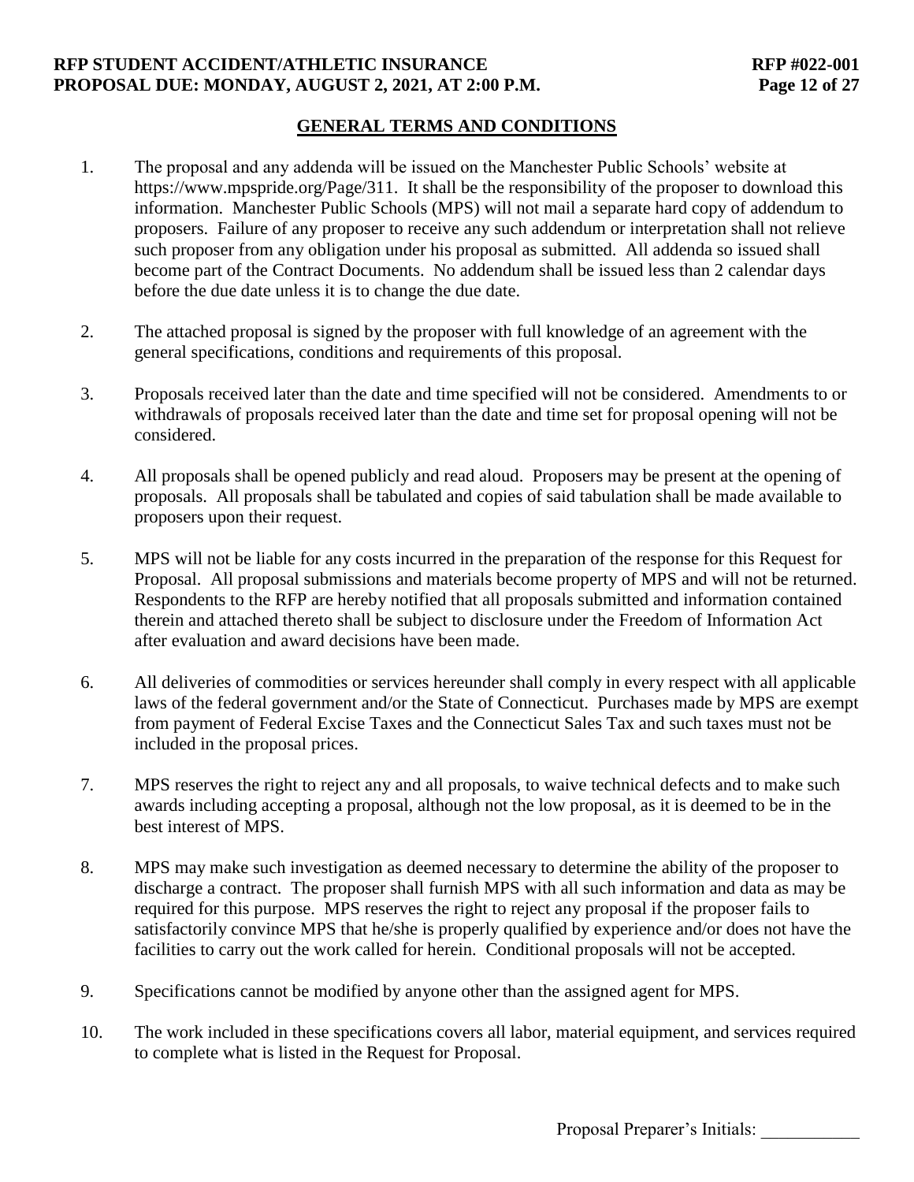## GENERAL TERMS AND CONDITIONS

1. The proposal and any addenda will be issued on the Manchester Public Schools' website at https://www.mpspride.org/Page/311. It shall be the responsibility of the proposer to download this information. Manchester Public Schools (MPS) will not mail a separate hard copy of addendum to proposers. Failure of any proposer to receive any such addendum or interpretation shall not relieve such proposer from any obligation under his proposal as submitted. All addenda so issued shall become part of the Contract Documents. No addendum shall be issued less than 2 calendar days before the due date unless it is to change the due date.

2. The attached proposal is signed by the proposer with full knowledge of an agreement with the general specifications, conditions and requirements of this proposal.

3. Proposals received later than the date and time specified will not be considered. Amendments to or withdrawals of proposals received later than the date and time set for proposal opening will not be considered.

4. All proposals shall be opened publicly and read aloud. Proposers may be present at the opening of proposals. All proposals shall be tabulated and copies of said tabulation shall be made available to proposers upon their request.

5. MPS will not be liable for any costs incurred in the preparation of the response for this Request for Proposal. All proposal submissions and materials become property of MPS and will not be returned. Respondents to the RFP are hereby notified that all proposals submitted and information contained therein and attached thereto shall be subject to disclosure under the Freedom of Information Act after evaluation and award decisions have been made.

6. All deliveries of commodities or services hereunder shall comply in every respect with all applicable laws of the federal government and/or the State of Connecticut. Purchases made by MPS are exempt from payment of Federal Excise Taxes and the Connecticut Sales Tax and such taxes must not be included in the proposal prices.

7. MPS reserves the right to reject any and all proposals, to waive technical defects and to make such awards including accepting a proposal, although not the low proposal, as it is deemed to be in the best interest of MPS.

8. MPS may make such investigation as deemed necessary to determine the ability of the proposer to discharge a contract. The proposer shall furnish MPS with all such information and data as may be required for this purpose. MPS reserves the right to reject any proposal if the proposer fails to satisfactorily convince MPS that he/she is properly qualified by experience and/or does not have the facilities to carry out the work called for herein. Conditional proposals will not be accepted.

9. Specifications cannot be modified by anyone other than the assigned agent for MPS.

10. The work included in these specifications covers all labor, material equipment, and services required to complete what is listed in the Request for Proposal.

Proposal Preparer's Initials: ___________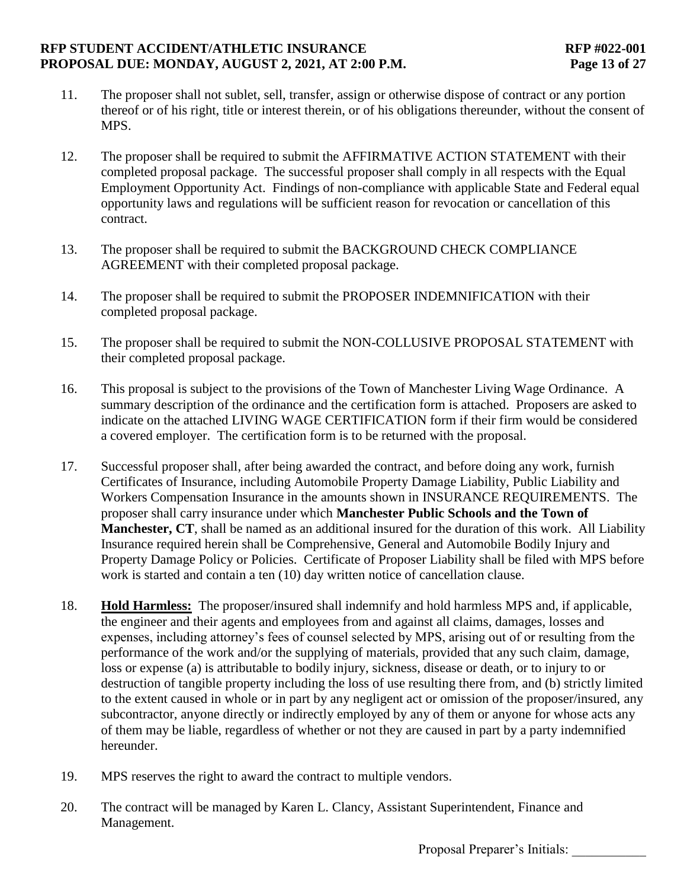11. The proposer shall not sublet, sell, transfer, assign or otherwise dispose of contract or any portion thereof or of his right, title or interest therein, or of his obligations thereunder, without the consent of MPS.

12. The proposer shall be required to submit the AFFIRMATIVE ACTION STATEMENT with their completed proposal package. The successful proposer shall comply in all respects with the Equal Employment Opportunity Act. Findings of non-compliance with applicable State and Federal equal opportunity laws and regulations will be sufficient reason for revocation or cancellation of this contract.

13. The proposer shall be required to submit the BACKGROUND CHECK COMPLIANCE AGREEMENT with their completed proposal package.

14. The proposer shall be required to submit the PROPOSER INDEMNIFICATION with their completed proposal package.

15. The proposer shall be required to submit the NON-COLLUSIVE PROPOSAL STATEMENT with their completed proposal package.

16. This proposal is subject to the provisions of the Town of Manchester Living Wage Ordinance. A summary description of the ordinance and the certification form is attached. Proposers are asked to indicate on the attached LIVING WAGE CERTIFICATION form if their firm would be considered a covered employer. The certification form is to be returned with the proposal.

17. Successful proposer shall, after being awarded the contract, and before doing any work, furnish Certificates of Insurance, including Automobile Property Damage Liability, Public Liability and Workers Compensation Insurance in the amounts shown in INSURANCE REQUIREMENTS. The proposer shall carry insurance under which **Manchester Public Schools and the Town of Manchester, CT**, shall be named as an additional insured for the duration of this work. All Liability Insurance required herein shall be Comprehensive, General and Automobile Bodily Injury and Property Damage Policy or Policies. Certificate of Proposer Liability shall be filed with MPS before work is started and contain a ten (10) day written notice of cancellation clause.

18. **Hold Harmless:** The proposer/insured shall indemnify and hold harmless MPS and, if applicable, the engineer and their agents and employees from and against all claims, damages, losses and expenses, including attorney's fees of counsel selected by MPS, arising out of or resulting from the performance of the work and/or the supplying of materials, provided that any such claim, damage, loss or expense (a) is attributable to bodily injury, sickness, disease or death, or to injury to or destruction of tangible property including the loss of use resulting there from, and (b) strictly limited to the extent caused in whole or in part by any negligent act or omission of the proposer/insured, any subcontractor, anyone directly or indirectly employed by any of them or anyone for whose acts any of them may be liable, regardless of whether or not they are caused in part by a party indemnified hereunder.

19. MPS reserves the right to award the contract to multiple vendors.

20. The contract will be managed by Karen L. Clancy, Assistant Superintendent, Finance and Management.

Proposal Preparer's Initials: ___________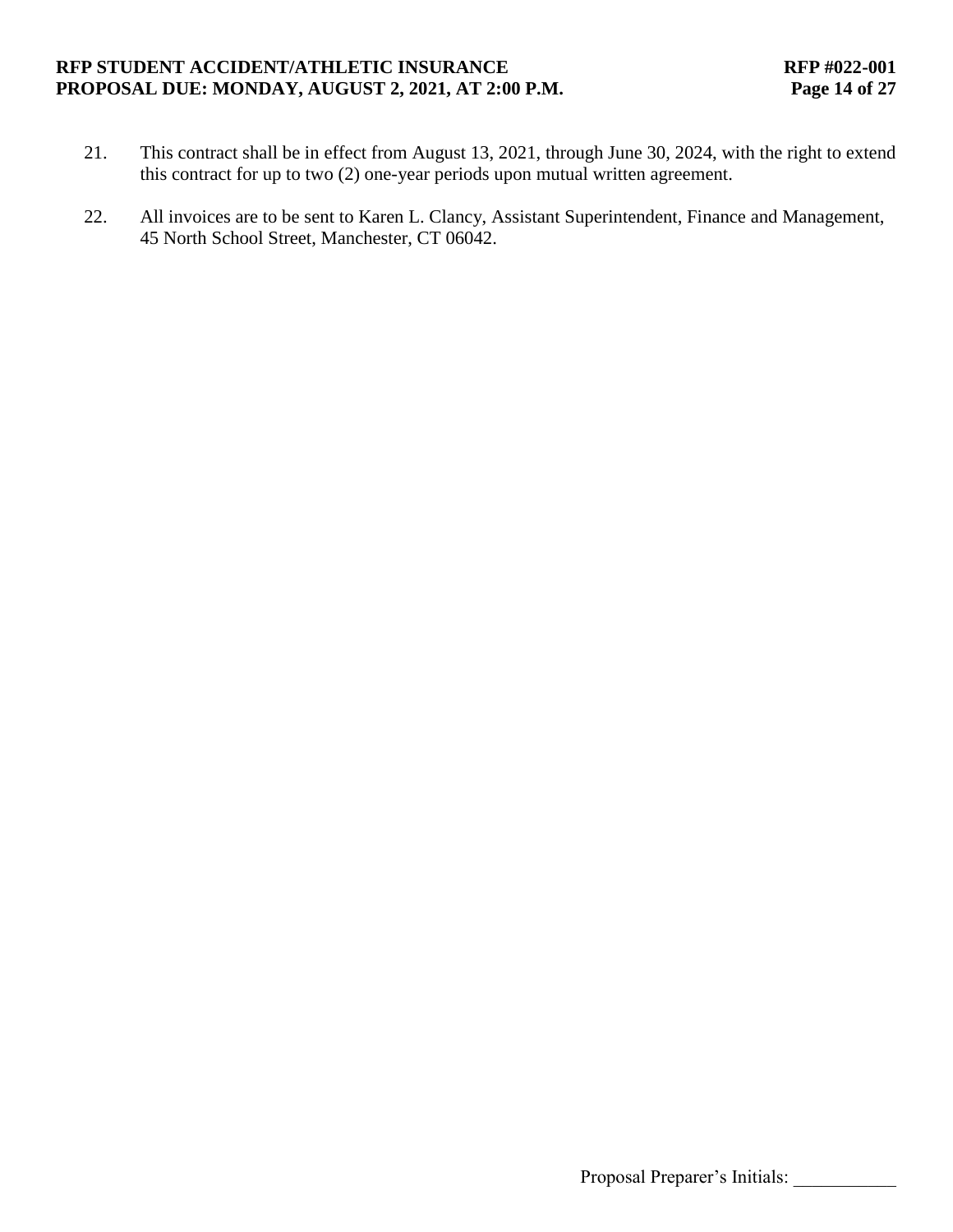21. This contract shall be in effect from August 13, 2021, through June 30, 2024, with the right to extend this contract for up to two (2) one-year periods upon mutual written agreement.

22. All invoices are to be sent to Karen L. Clancy, Assistant Superintendent, Finance and Management, 45 North School Street, Manchester, CT 06042.

Proposal Preparer's Initials: ___________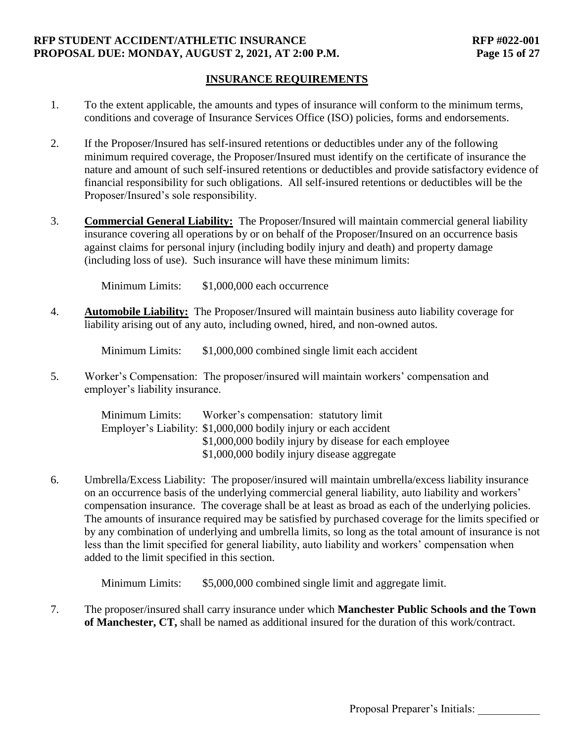## INSURANCE REQUIREMENTS

1. To the extent applicable, the amounts and types of insurance will conform to the minimum terms, conditions and coverage of Insurance Services Office (ISO) policies, forms and endorsements.

2. If the Proposer/Insured has self-insured retentions or deductibles under any of the following minimum required coverage, the Proposer/Insured must identify on the certificate of insurance the nature and amount of such self-insured retentions or deductibles and provide satisfactory evidence of financial responsibility for such obligations. All self-insured retentions or deductibles will be the Proposer/Insured's sole responsibility.

3. **Commercial General Liability:** The Proposer/Insured will maintain commercial general liability insurance covering all operations by or on behalf of the Proposer/Insured on an occurrence basis against claims for personal injury (including bodily injury and death) and property damage (including loss of use). Such insurance will have these minimum limits:

   Minimum Limits: $1,000,000 each occurrence

4. **Automobile Liability:** The Proposer/Insured will maintain business auto liability coverage for liability arising out of any auto, including owned, hired, and non-owned autos.

   Minimum Limits: $1,000,000 combined single limit each accident

5. Worker's Compensation: The proposer/insured will maintain workers' compensation and employer's liability insurance.

   Minimum Limits: Worker's compensation: statutory limit
   Employer's Liability: $1,000,000 bodily injury or each accident
   $1,000,000 bodily injury by disease for each employee
   $1,000,000 bodily injury disease aggregate

6. Umbrella/Excess Liability: The proposer/insured will maintain umbrella/excess liability insurance on an occurrence basis of the underlying commercial general liability, auto liability and workers' compensation insurance. The coverage shall be at least as broad as each of the underlying policies. The amounts of insurance required may be satisfied by purchased coverage for the limits specified or by any combination of underlying and umbrella limits, so long as the total amount of insurance is not less than the limit specified for general liability, auto liability and workers' compensation when added to the limit specified in this section.

   Minimum Limits: $5,000,000 combined single limit and aggregate limit.

7. The proposer/insured shall carry insurance under which **Manchester Public Schools and the Town of Manchester, CT,** shall be named as additional insured for the duration of this work/contract.

Proposal Preparer's Initials: ___________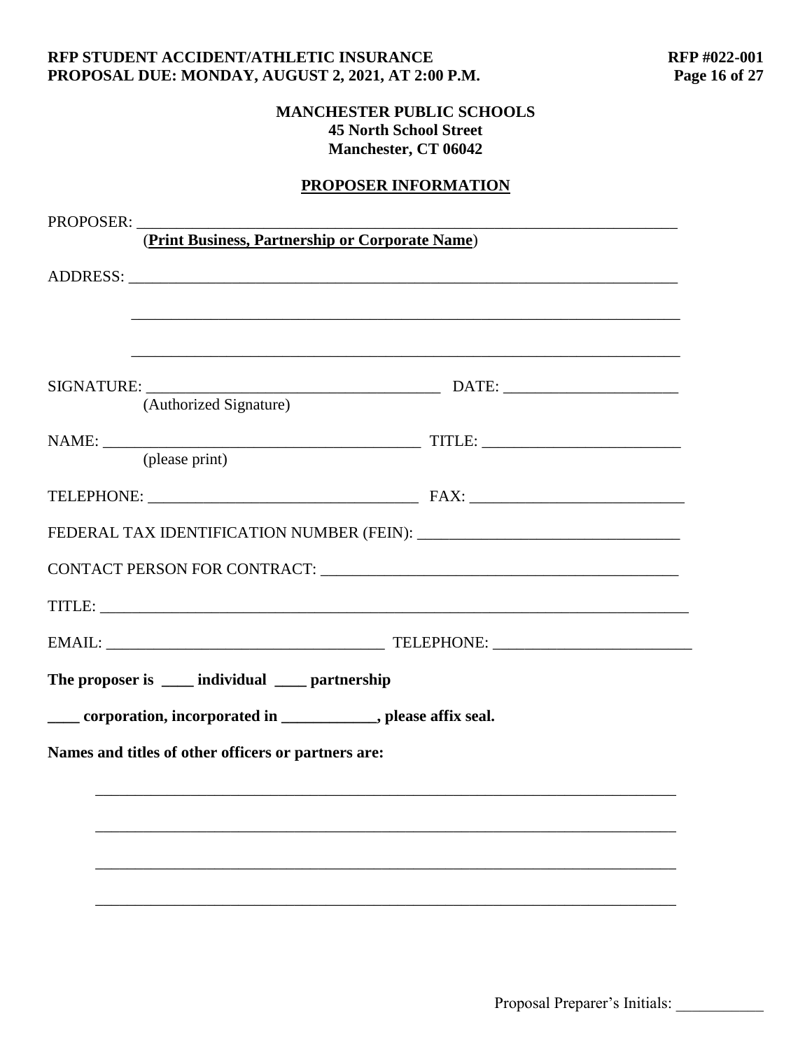**MANCHESTER PUBLIC SCHOOLS**
**45 North School Street**
**Manchester, CT 06042**

**PROPOSER INFORMATION**

PROPOSER: ___________________________________________________________________
(**Print Business, Partnership or Corporate Name**)

ADDRESS: ____________________________________________________________________

_____________________________________________________________________

_____________________________________________________________________

SIGNATURE: ____________________________________ DATE: ______________________
(Authorized Signature)

NAME: __________________________________________ TITLE: _________________________
(please print)

TELEPHONE: _________________________________ FAX: ___________________________

FEDERAL TAX IDENTIFICATION NUMBER (FEIN): ________________________________

CONTACT PERSON FOR CONTRACT: ______________________________________________

TITLE: _________________________________________________________________________

EMAIL: ___________________________________ TELEPHONE: _________________________

**The proposer is ____ individual ____ partnership**

**____ corporation, incorporated in ____________, please affix seal.**

**Names and titles of other officers or partners are:**

___________________________________________________________________________

___________________________________________________________________________

___________________________________________________________________________

___________________________________________________________________________

Proposal Preparer's Initials: ___________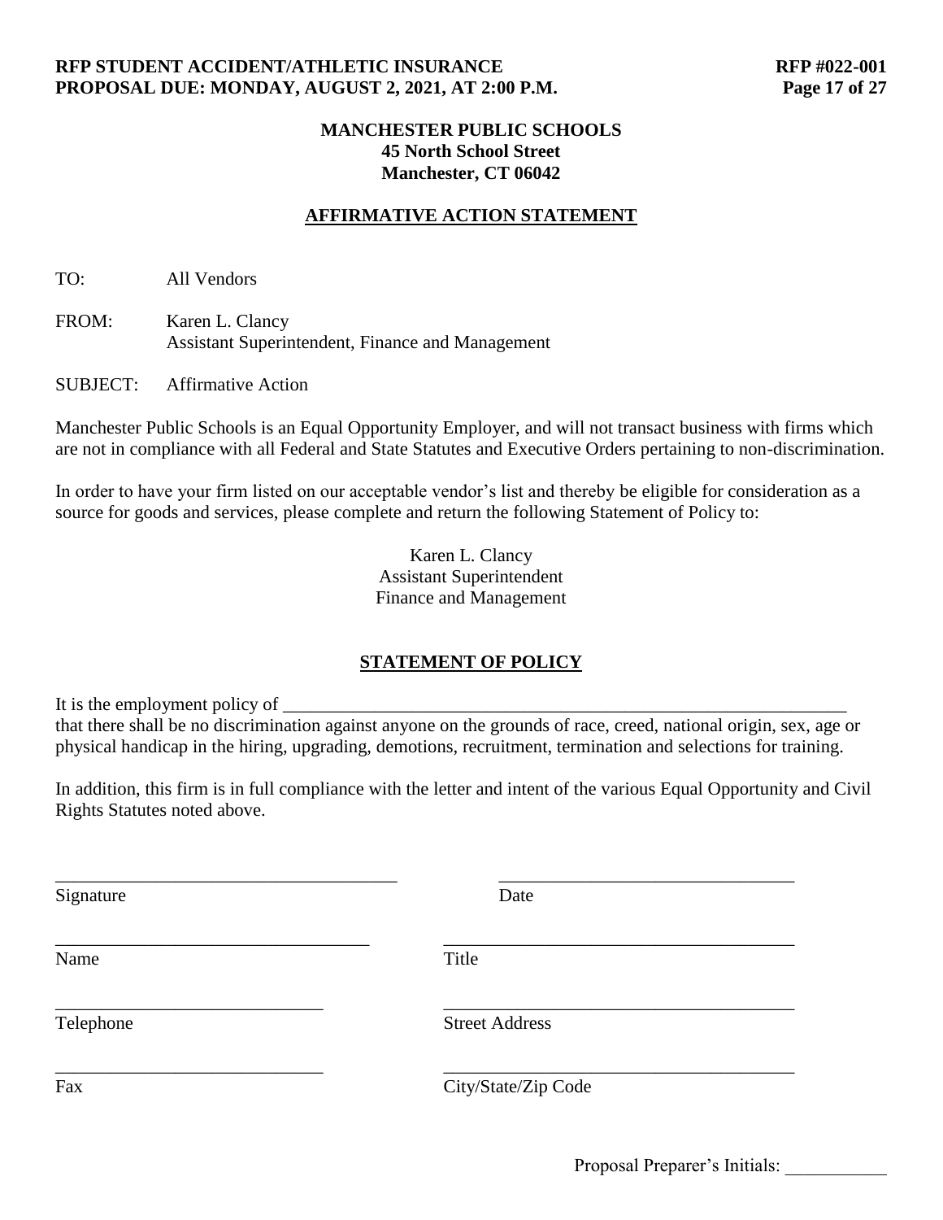**MANCHESTER PUBLIC SCHOOLS**
**45 North School Street**
**Manchester, CT 06042**

## AFFIRMATIVE ACTION STATEMENT

TO: All Vendors

FROM: Karen L. Clancy
Assistant Superintendent, Finance and Management

SUBJECT: Affirmative Action

Manchester Public Schools is an Equal Opportunity Employer, and will not transact business with firms which are not in compliance with all Federal and State Statutes and Executive Orders pertaining to non-discrimination.

In order to have your firm listed on our acceptable vendor's list and thereby be eligible for consideration as a source for goods and services, please complete and return the following Statement of Policy to:

Karen L. Clancy
Assistant Superintendent
Finance and Management

## STATEMENT OF POLICY

It is the employment policy of _________________________________________________________________ that there shall be no discrimination against anyone on the grounds of race, creed, national origin, sex, age or physical handicap in the hiring, upgrading, demotions, recruitment, termination and selections for training.

In addition, this firm is in full compliance with the letter and intent of the various Equal Opportunity and Civil Rights Statutes noted above.

| | |
|---|---|
| ______________________________ Signature | ______________________________ Date |
| ______________________________ Name | ______________________________ Title |
| ______________________________ Telephone | ______________________________ Street Address |
| ______________________________ Fax | ______________________________ City/State/Zip Code |

Proposal Preparer's Initials: ___________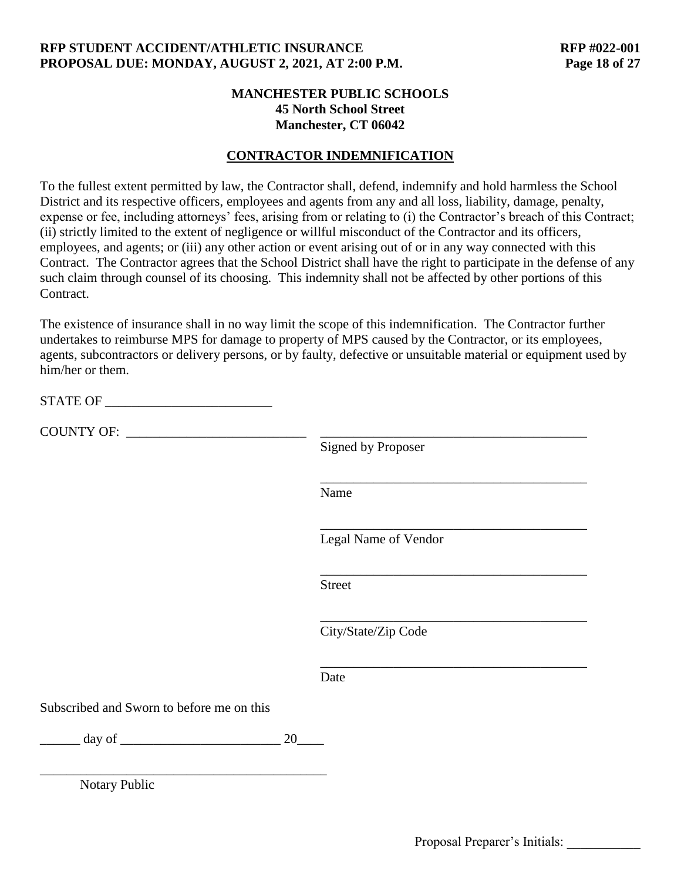**MANCHESTER PUBLIC SCHOOLS**
**45 North School Street**
**Manchester, CT 06042**

## CONTRACTOR INDEMNIFICATION

To the fullest extent permitted by law, the Contractor shall, defend, indemnify and hold harmless the School District and its respective officers, employees and agents from any and all loss, liability, damage, penalty, expense or fee, including attorneys' fees, arising from or relating to (i) the Contractor's breach of this Contract; (ii) strictly limited to the extent of negligence or willful misconduct of the Contractor and its officers, employees, and agents; or (iii) any other action or event arising out of or in any way connected with this Contract. The Contractor agrees that the School District shall have the right to participate in the defense of any such claim through counsel of its choosing. This indemnity shall not be affected by other portions of this Contract.

The existence of insurance shall in no way limit the scope of this indemnification. The Contractor further undertakes to reimburse MPS for damage to property of MPS caused by the Contractor, or its employees, agents, subcontractors or delivery persons, or by faulty, defective or unsuitable material or equipment used by him/her or them.

STATE OF _________________________

COUNTY OF: ___________________________

_________________________________________
Signed by Proposer

_________________________________________
Name

_________________________________________
Legal Name of Vendor

_________________________________________
Street

_________________________________________
City/State/Zip Code

_________________________________________
Date

Subscribed and Sworn to before me on this

______ day of ________________________ 20____

_____________________________________________
Notary Public

Proposal Preparer's Initials: ___________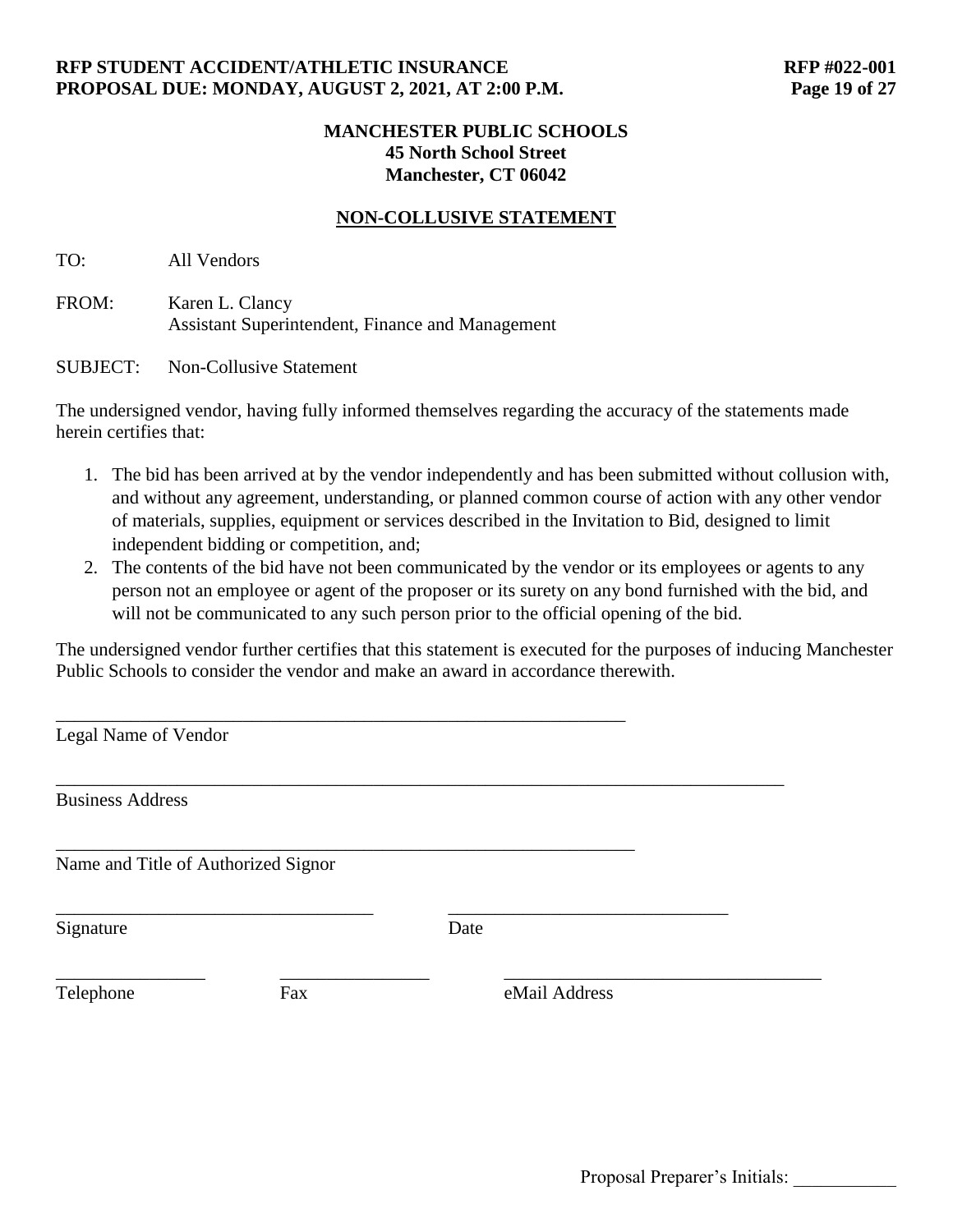**MANCHESTER PUBLIC SCHOOLS**
**45 North School Street**
**Manchester, CT 06042**

## NON-COLLUSIVE STATEMENT

TO: All Vendors

FROM: Karen L. Clancy
Assistant Superintendent, Finance and Management

SUBJECT: Non-Collusive Statement

The undersigned vendor, having fully informed themselves regarding the accuracy of the statements made herein certifies that:

1. The bid has been arrived at by the vendor independently and has been submitted without collusion with, and without any agreement, understanding, or planned common course of action with any other vendor of materials, supplies, equipment or services described in the Invitation to Bid, designed to limit independent bidding or competition, and;
2. The contents of the bid have not been communicated by the vendor or its employees or agents to any person not an employee or agent of the proposer or its surety on any bond furnished with the bid, and will not be communicated to any such person prior to the official opening of the bid.

The undersigned vendor further certifies that this statement is executed for the purposes of inducing Manchester Public Schools to consider the vendor and make an award in accordance therewith.

\_\_\_\_\_\_\_\_\_\_\_\_\_\_\_\_\_\_\_\_\_\_\_\_\_\_\_\_\_\_\_\_\_\_\_\_\_\_\_\_\_\_\_\_\_\_\_\_\_\_\_\_\_\_\_\_\_\_\_\_
Legal Name of Vendor

\_\_\_\_\_\_\_\_\_\_\_\_\_\_\_\_\_\_\_\_\_\_\_\_\_\_\_\_\_\_\_\_\_\_\_\_\_\_\_\_\_\_\_\_\_\_\_\_\_\_\_\_\_\_\_\_\_\_\_\_\_\_\_\_\_\_\_\_\_\_\_\_\_\_\_
Business Address

\_\_\_\_\_\_\_\_\_\_\_\_\_\_\_\_\_\_\_\_\_\_\_\_\_\_\_\_\_\_\_\_\_\_\_\_\_\_\_\_\_\_\_\_\_\_\_\_\_\_\_\_\_\_\_\_\_\_\_\_
Name and Title of Authorized Signor

\_\_\_\_\_\_\_\_\_\_\_\_\_\_\_\_\_\_\_\_\_\_\_\_\_\_\_\_\_\_\_\_\_\_ \_\_\_\_\_\_\_\_\_\_\_\_\_\_\_\_\_\_\_\_\_\_\_\_\_\_\_\_\_\_
Signature Date

\_\_\_\_\_\_\_\_\_\_\_\_\_\_\_\_ \_\_\_\_\_\_\_\_\_\_\_\_\_\_\_\_ \_\_\_\_\_\_\_\_\_\_\_\_\_\_\_\_\_\_\_\_\_\_\_\_\_\_\_\_\_\_\_\_\_\_
Telephone Fax eMail Address

Proposal Preparer's Initials: \_\_\_\_\_\_\_\_\_\_\_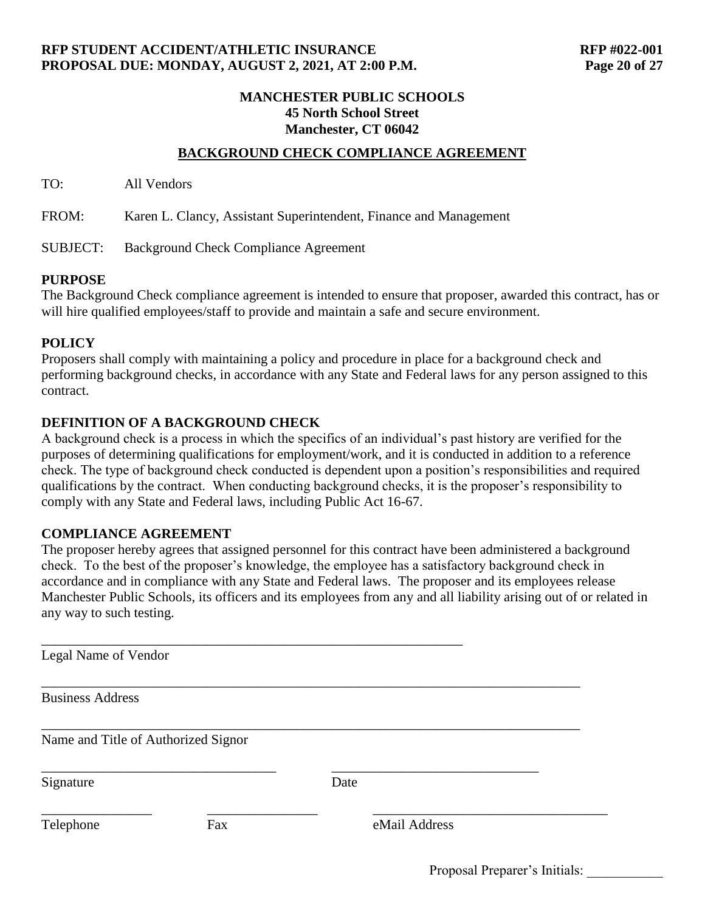**MANCHESTER PUBLIC SCHOOLS**
**45 North School Street**
**Manchester, CT 06042**

## BACKGROUND CHECK COMPLIANCE AGREEMENT

TO: All Vendors

FROM: Karen L. Clancy, Assistant Superintendent, Finance and Management

SUBJECT: Background Check Compliance Agreement

### PURPOSE

The Background Check compliance agreement is intended to ensure that proposer, awarded this contract, has or will hire qualified employees/staff to provide and maintain a safe and secure environment.

### POLICY

Proposers shall comply with maintaining a policy and procedure in place for a background check and performing background checks, in accordance with any State and Federal laws for any person assigned to this contract.

### DEFINITION OF A BACKGROUND CHECK

A background check is a process in which the specifics of an individual's past history are verified for the purposes of determining qualifications for employment/work, and it is conducted in addition to a reference check. The type of background check conducted is dependent upon a position's responsibilities and required qualifications by the contract. When conducting background checks, it is the proposer's responsibility to comply with any State and Federal laws, including Public Act 16-67.

### COMPLIANCE AGREEMENT

The proposer hereby agrees that assigned personnel for this contract have been administered a background check. To the best of the proposer's knowledge, the employee has a satisfactory background check in accordance and in compliance with any State and Federal laws. The proposer and its employees release Manchester Public Schools, its officers and its employees from any and all liability arising out of or related in any way to such testing.

______________________________________________________________
Legal Name of Vendor

______________________________________________________________________________
Business Address

______________________________________________________________________________
Name and Title of Authorized Signor

__________________________________ ______________________________
Signature Date

________________ ________________ __________________________________
Telephone Fax eMail Address

Proposal Preparer's Initials: ___________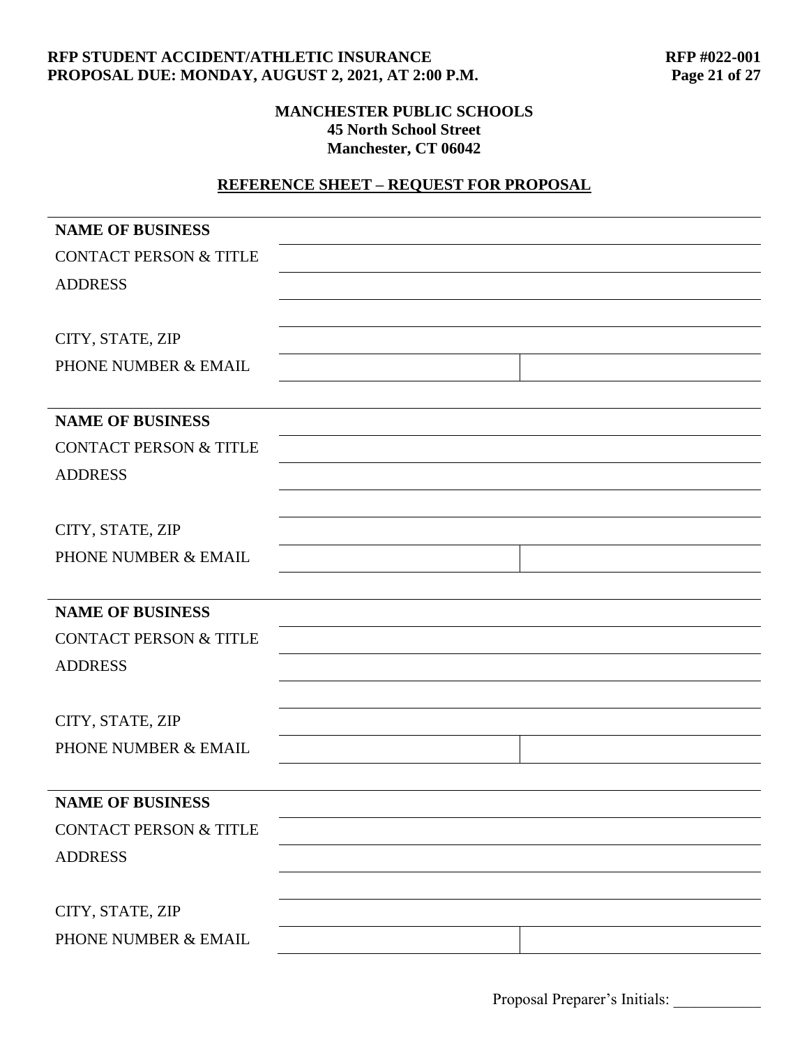**MANCHESTER PUBLIC SCHOOLS**
**45 North School Street**
**Manchester, CT 06042**

## REFERENCE SHEET – REQUEST FOR PROPOSAL

| | | |
|---|---|---|
| **NAME OF BUSINESS** | | |
| CONTACT PERSON & TITLE | | |
| ADDRESS | | |
| | | |
| CITY, STATE, ZIP | | |
| PHONE NUMBER & EMAIL | | |

| | | |
|---|---|---|
| **NAME OF BUSINESS** | | |
| CONTACT PERSON & TITLE | | |
| ADDRESS | | |
| | | |
| CITY, STATE, ZIP | | |
| PHONE NUMBER & EMAIL | | |

| | | |
|---|---|---|
| **NAME OF BUSINESS** | | |
| CONTACT PERSON & TITLE | | |
| ADDRESS | | |
| | | |
| CITY, STATE, ZIP | | |
| PHONE NUMBER & EMAIL | | |

| | | |
|---|---|---|
| **NAME OF BUSINESS** | | |
| CONTACT PERSON & TITLE | | |
| ADDRESS | | |
| | | |
| CITY, STATE, ZIP | | |
| PHONE NUMBER & EMAIL | | |

Proposal Preparer's Initials: ___________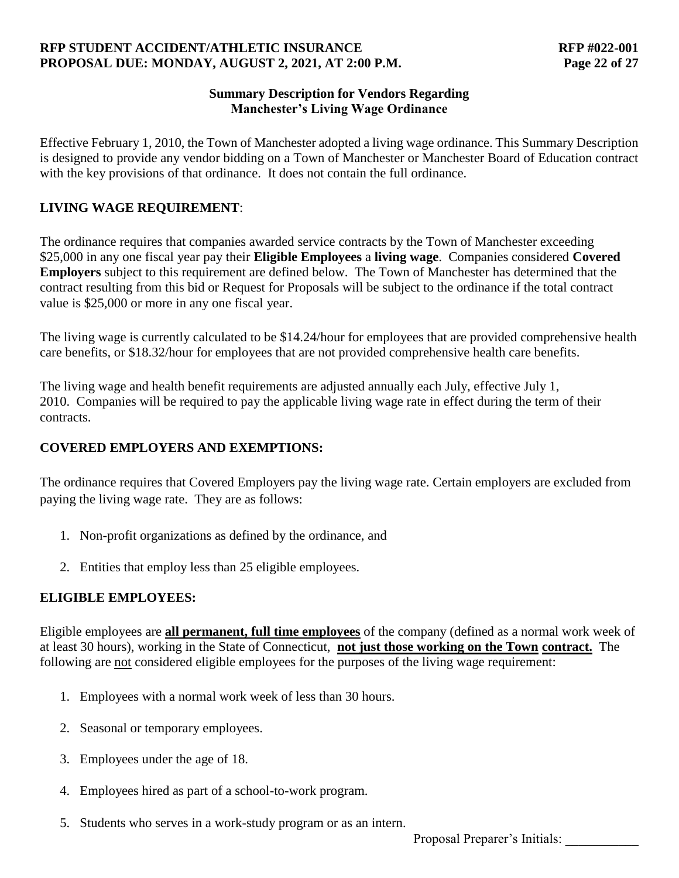## Summary Description for Vendors Regarding Manchester's Living Wage Ordinance

Effective February 1, 2010, the Town of Manchester adopted a living wage ordinance. This Summary Description is designed to provide any vendor bidding on a Town of Manchester or Manchester Board of Education contract with the key provisions of that ordinance. It does not contain the full ordinance.

### LIVING WAGE REQUIREMENT:

The ordinance requires that companies awarded service contracts by the Town of Manchester exceeding $25,000 in any one fiscal year pay their **Eligible Employees** a **living wage**. Companies considered **Covered Employers** subject to this requirement are defined below. The Town of Manchester has determined that the contract resulting from this bid or Request for Proposals will be subject to the ordinance if the total contract value is $25,000 or more in any one fiscal year.

The living wage is currently calculated to be $14.24/hour for employees that are provided comprehensive health care benefits, or $18.32/hour for employees that are not provided comprehensive health care benefits.

The living wage and health benefit requirements are adjusted annually each July, effective July 1, 2010. Companies will be required to pay the applicable living wage rate in effect during the term of their contracts.

### COVERED EMPLOYERS AND EXEMPTIONS:

The ordinance requires that Covered Employers pay the living wage rate. Certain employers are excluded from paying the living wage rate. They are as follows:

1. Non-profit organizations as defined by the ordinance, and
2. Entities that employ less than 25 eligible employees.

### ELIGIBLE EMPLOYEES:

Eligible employees are **all permanent, full time employees** of the company (defined as a normal work week of at least 30 hours), working in the State of Connecticut, **not just those working on the Town contract.** The following are not considered eligible employees for the purposes of the living wage requirement:

1. Employees with a normal work week of less than 30 hours.
2. Seasonal or temporary employees.
3. Employees under the age of 18.
4. Employees hired as part of a school-to-work program.
5. Students who serves in a work-study program or as an intern.

Proposal Preparer's Initials: ___________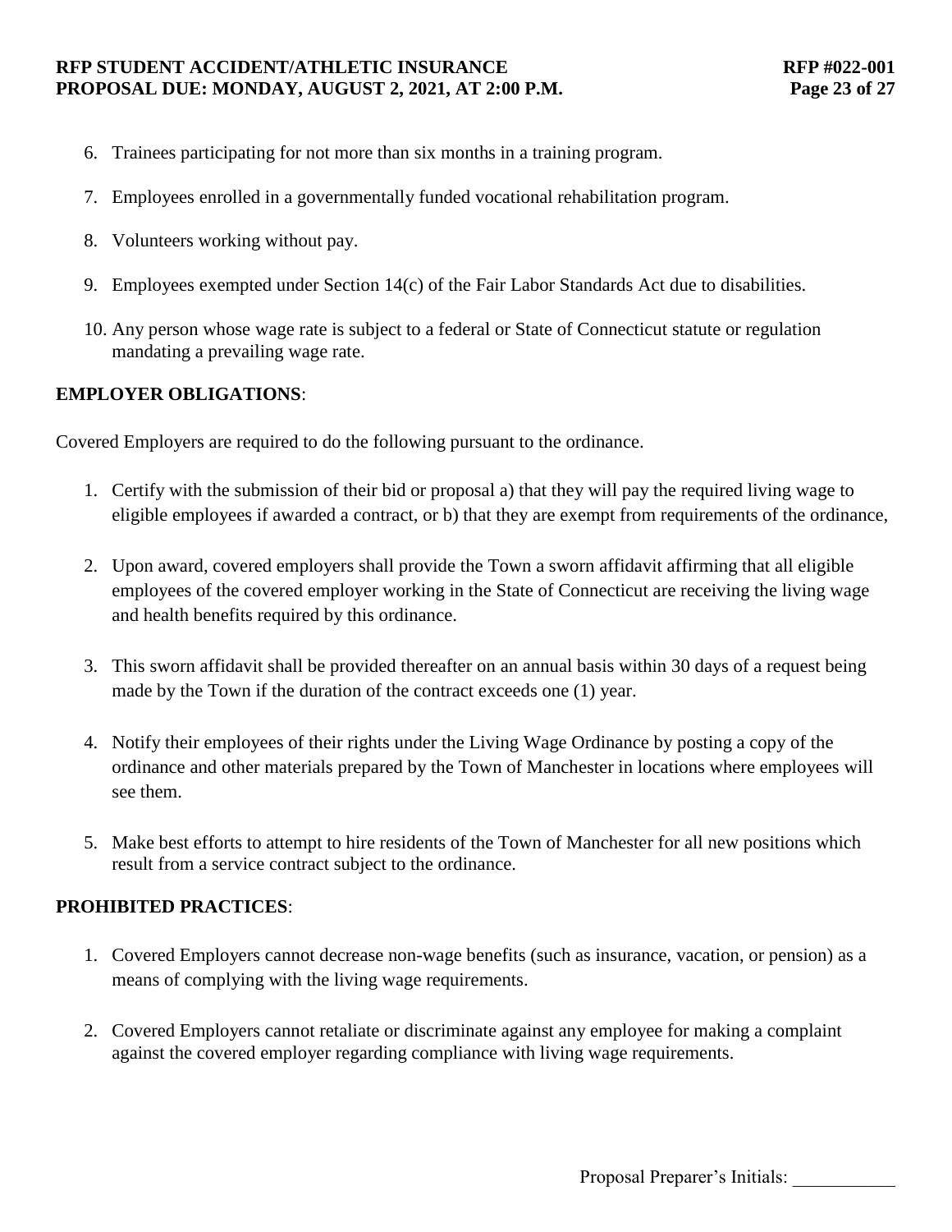6. Trainees participating for not more than six months in a training program.
7. Employees enrolled in a governmentally funded vocational rehabilitation program.
8. Volunteers working without pay.
9. Employees exempted under Section 14(c) of the Fair Labor Standards Act due to disabilities.
10. Any person whose wage rate is subject to a federal or State of Connecticut statute or regulation mandating a prevailing wage rate.

**EMPLOYER OBLIGATIONS**:

Covered Employers are required to do the following pursuant to the ordinance.

1. Certify with the submission of their bid or proposal a) that they will pay the required living wage to eligible employees if awarded a contract, or b) that they are exempt from requirements of the ordinance,
2. Upon award, covered employers shall provide the Town a sworn affidavit affirming that all eligible employees of the covered employer working in the State of Connecticut are receiving the living wage and health benefits required by this ordinance.
3. This sworn affidavit shall be provided thereafter on an annual basis within 30 days of a request being made by the Town if the duration of the contract exceeds one (1) year.
4. Notify their employees of their rights under the Living Wage Ordinance by posting a copy of the ordinance and other materials prepared by the Town of Manchester in locations where employees will see them.
5. Make best efforts to attempt to hire residents of the Town of Manchester for all new positions which result from a service contract subject to the ordinance.

**PROHIBITED PRACTICES**:

1. Covered Employers cannot decrease non-wage benefits (such as insurance, vacation, or pension) as a means of complying with the living wage requirements.
2. Covered Employers cannot retaliate or discriminate against any employee for making a complaint against the covered employer regarding compliance with living wage requirements.

Proposal Preparer's Initials: \_\_\_\_\_\_\_\_\_\_\_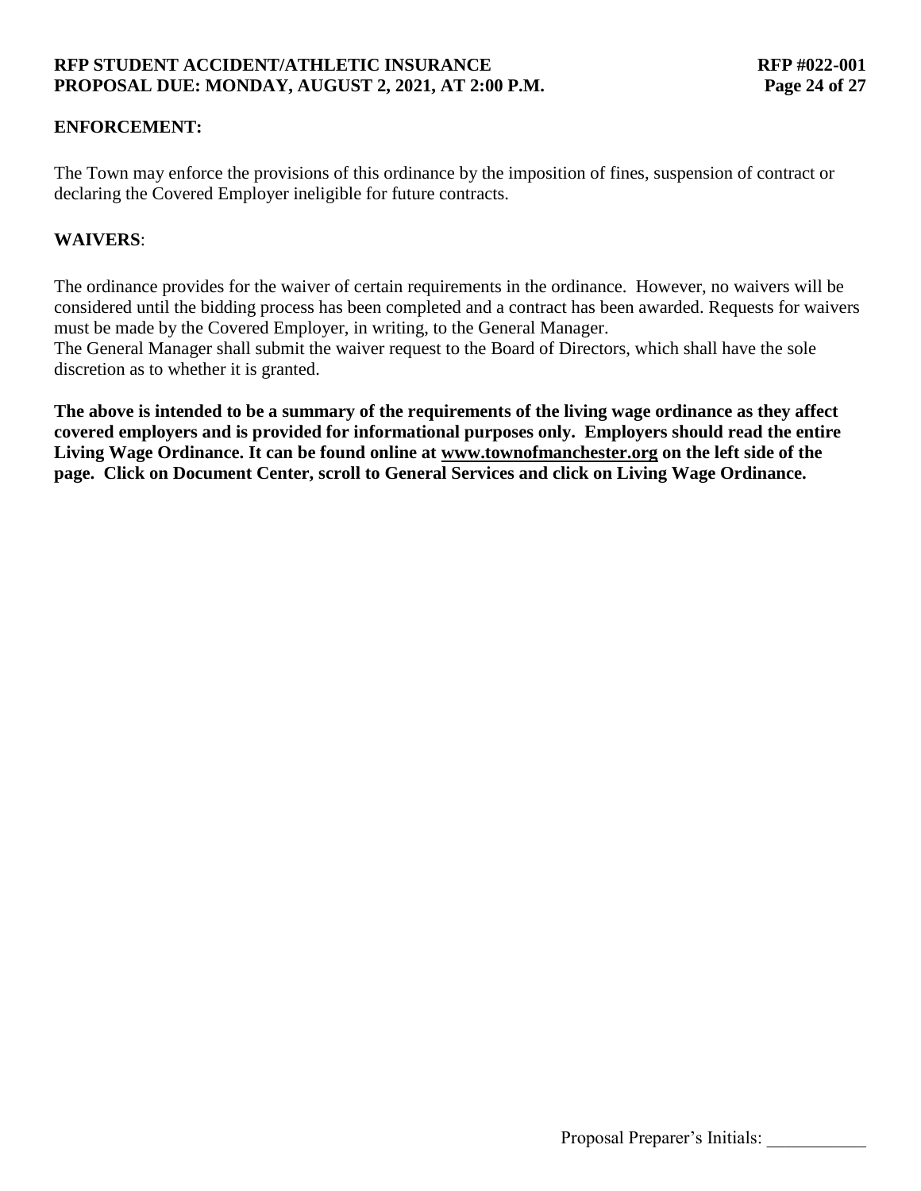**ENFORCEMENT:**

The Town may enforce the provisions of this ordinance by the imposition of fines, suspension of contract or declaring the Covered Employer ineligible for future contracts.

**WAIVERS**:

The ordinance provides for the waiver of certain requirements in the ordinance. However, no waivers will be considered until the bidding process has been completed and a contract has been awarded. Requests for waivers must be made by the Covered Employer, in writing, to the General Manager.
The General Manager shall submit the waiver request to the Board of Directors, which shall have the sole discretion as to whether it is granted.

**The above is intended to be a summary of the requirements of the living wage ordinance as they affect covered employers and is provided for informational purposes only. Employers should read the entire Living Wage Ordinance. It can be found online at www.townofmanchester.org on the left side of the page. Click on Document Center, scroll to General Services and click on Living Wage Ordinance.**

Proposal Preparer's Initials: ___________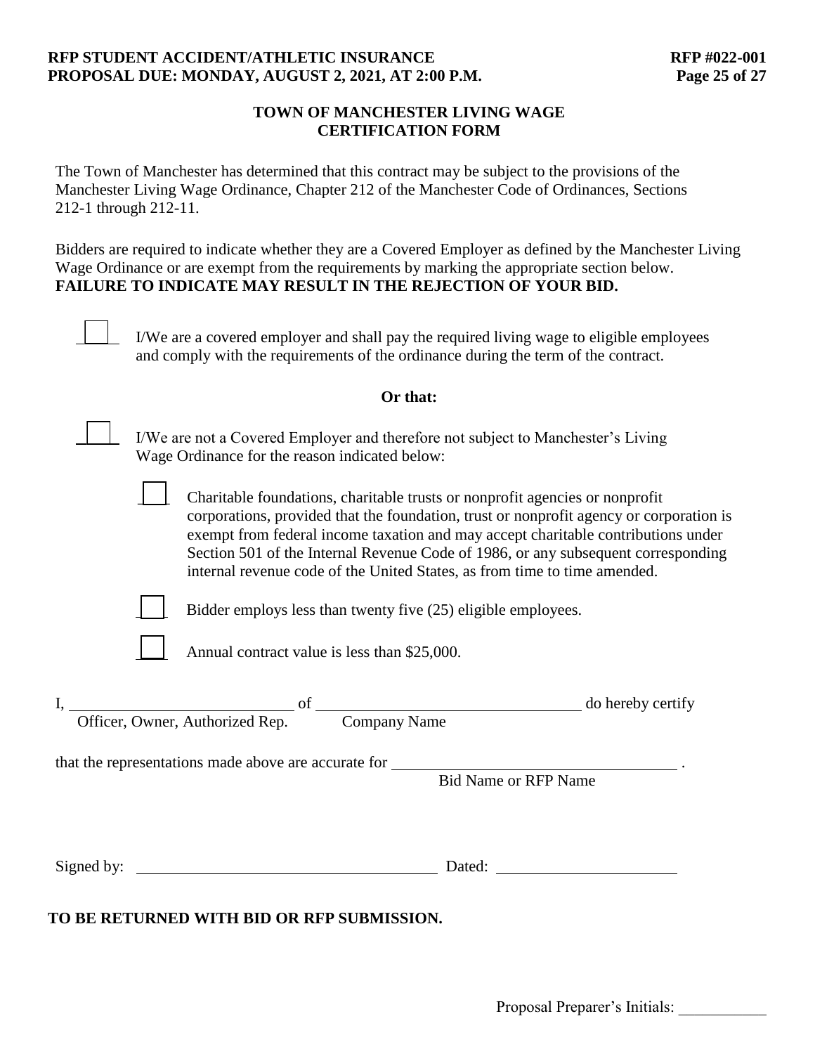## TOWN OF MANCHESTER LIVING WAGE CERTIFICATION FORM

The Town of Manchester has determined that this contract may be subject to the provisions of the Manchester Living Wage Ordinance, Chapter 212 of the Manchester Code of Ordinances, Sections 212-1 through 212-11.

Bidders are required to indicate whether they are a Covered Employer as defined by the Manchester Living Wage Ordinance or are exempt from the requirements by marking the appropriate section below.
**FAILURE TO INDICATE MAY RESULT IN THE REJECTION OF YOUR BID.**

☐ I/We are a covered employer and shall pay the required living wage to eligible employees and comply with the requirements of the ordinance during the term of the contract.

**Or that:**

☐ I/We are not a Covered Employer and therefore not subject to Manchester's Living Wage Ordinance for the reason indicated below:

- ☐ Charitable foundations, charitable trusts or nonprofit agencies or nonprofit corporations, provided that the foundation, trust or nonprofit agency or corporation is exempt from federal income taxation and may accept charitable contributions under Section 501 of the Internal Revenue Code of 1986, or any subsequent corresponding internal revenue code of the United States, as from time to time amended.
- ☐ Bidder employs less than twenty five (25) eligible employees.
- ☐ Annual contract value is less than $25,000.

I, ______________________________ of ____________________________________ do hereby certify
Officer, Owner, Authorized Rep. &nbsp;&nbsp;&nbsp;&nbsp; Company Name

that the representations made above are accurate for ______________________________________ .
Bid Name or RFP Name

Signed by: ________________________________________ Dated: ________________________

**TO BE RETURNED WITH BID OR RFP SUBMISSION.**

Proposal Preparer's Initials: ____________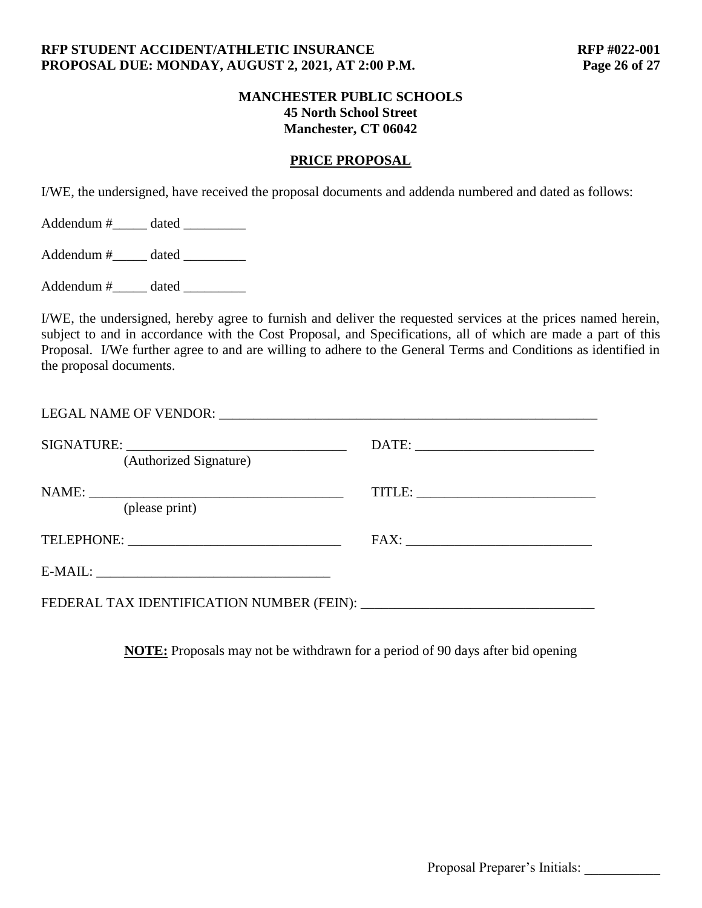**MANCHESTER PUBLIC SCHOOLS**
**45 North School Street**
**Manchester, CT 06042**

## PRICE PROPOSAL

I/WE, the undersigned, have received the proposal documents and addenda numbered and dated as follows:

Addendum #_____ dated _________

Addendum #_____ dated _________

Addendum #_____ dated _________

I/WE, the undersigned, hereby agree to furnish and deliver the requested services at the prices named herein, subject to and in accordance with the Cost Proposal, and Specifications, all of which are made a part of this Proposal. I/We further agree to and are willing to adhere to the General Terms and Conditions as identified in the proposal documents.

LEGAL NAME OF VENDOR: ___________________________________________________________

SIGNATURE: _________________________________ DATE: __________________________
(Authorized Signature)

NAME: ______________________________________ TITLE: __________________________
(please print)

TELEPHONE: _______________________________ FAX: ___________________________

E-MAIL: __________________________________

FEDERAL TAX IDENTIFICATION NUMBER (FEIN): __________________________________

**NOTE:** Proposals may not be withdrawn for a period of 90 days after bid opening

Proposal Preparer's Initials: ___________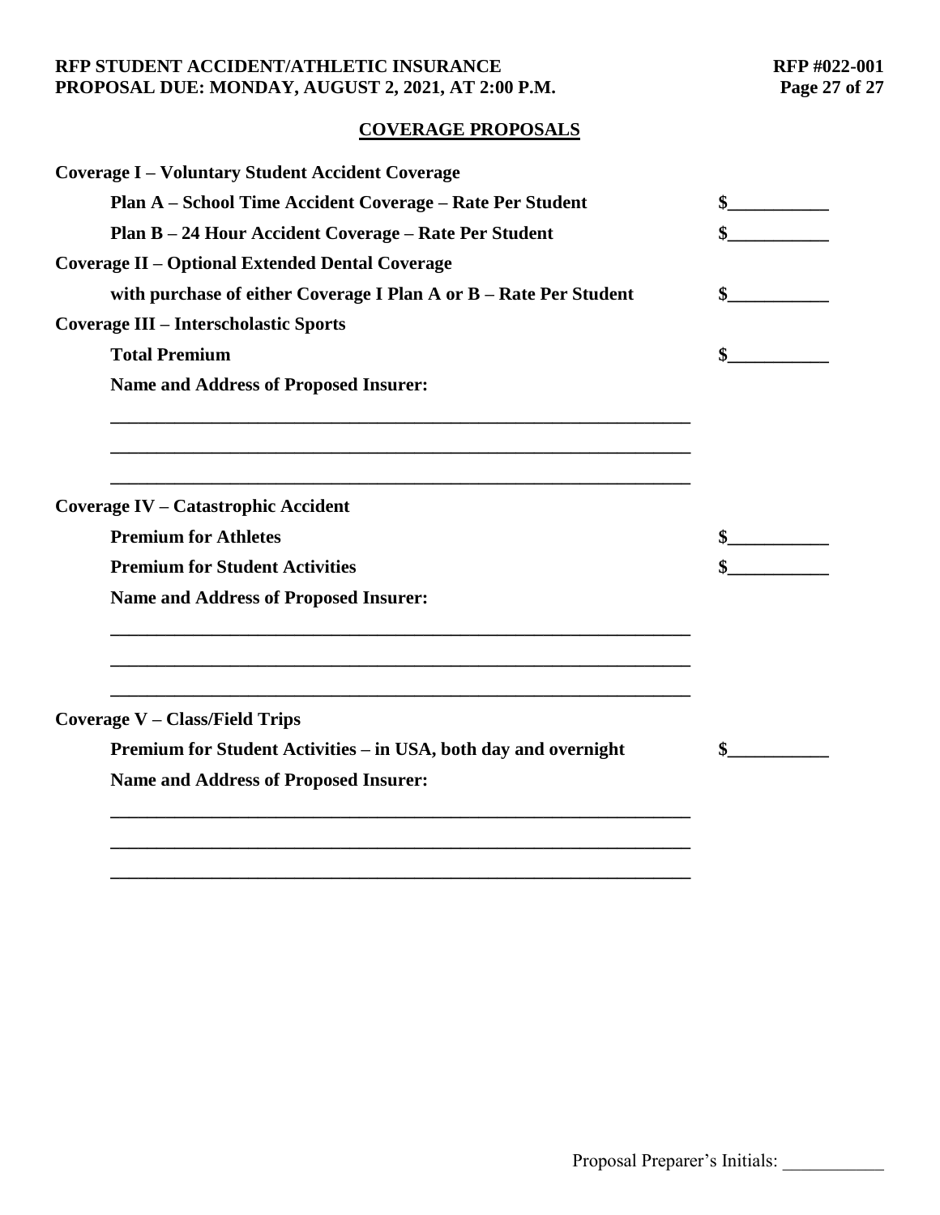## COVERAGE PROPOSALS

**Coverage I – Voluntary Student Accident Coverage**

**Plan A – School Time Accident Coverage – Rate Per Student** $___________

**Plan B – 24 Hour Accident Coverage – Rate Per Student** $___________

**Coverage II – Optional Extended Dental Coverage**

**with purchase of either Coverage I Plan A or B – Rate Per Student** $___________

**Coverage III – Interscholastic Sports**

**Total Premium** $___________

**Name and Address of Proposed Insurer:**

_________________________________________________________________

_________________________________________________________________

_________________________________________________________________

**Coverage IV – Catastrophic Accident**

**Premium for Athletes** $___________

**Premium for Student Activities** $___________

**Name and Address of Proposed Insurer:**

_________________________________________________________________

_________________________________________________________________

_________________________________________________________________

**Coverage V – Class/Field Trips**

**Premium for Student Activities – in USA, both day and overnight** $___________

**Name and Address of Proposed Insurer:**

_________________________________________________________________

_________________________________________________________________

_________________________________________________________________

Proposal Preparer's Initials: ___________